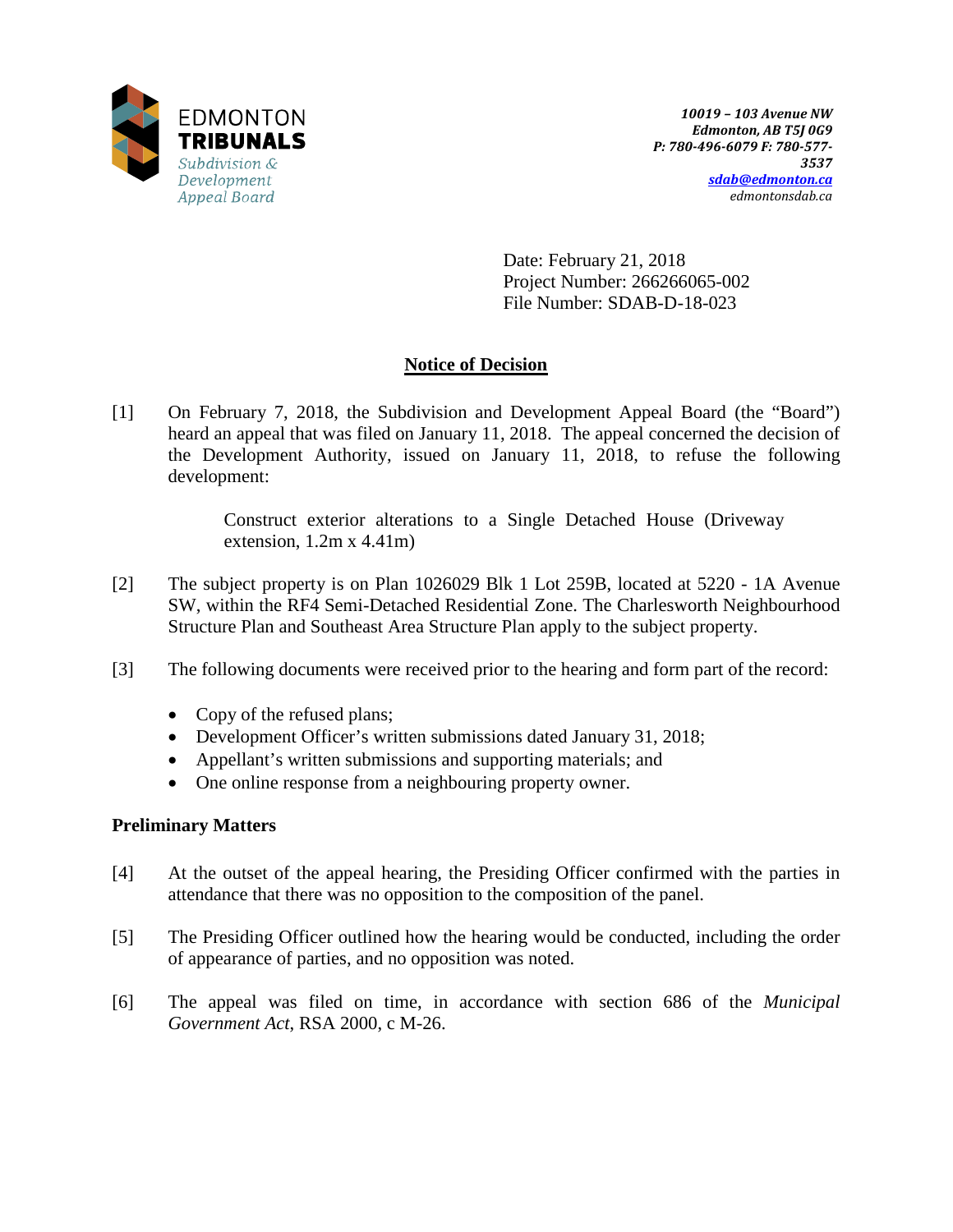EDMONTON
**TRIBUNALS**
*Subdivision & Development Appeal Board*

***10019 – 103 Avenue NW***
***Edmonton, AB T5J 0G9***
***P: 780-496-6079 F: 780-577-3537***
***sdab@edmonton.ca***
*edmontonsdab.ca*

Date: February 21, 2018
Project Number: 266266065-002
File Number: SDAB-D-18-023

## Notice of Decision

[1] On February 7, 2018, the Subdivision and Development Appeal Board (the "Board") heard an appeal that was filed on January 11, 2018. The appeal concerned the decision of the Development Authority, issued on January 11, 2018, to refuse the following development:

> Construct exterior alterations to a Single Detached House (Driveway extension, 1.2m x 4.41m)

[2] The subject property is on Plan 1026029 Blk 1 Lot 259B, located at 5220 - 1A Avenue SW, within the RF4 Semi-Detached Residential Zone. The Charlesworth Neighbourhood Structure Plan and Southeast Area Structure Plan apply to the subject property.

[3] The following documents were received prior to the hearing and form part of the record:

- Copy of the refused plans;
- Development Officer's written submissions dated January 31, 2018;
- Appellant's written submissions and supporting materials; and
- One online response from a neighbouring property owner.

### Preliminary Matters

[4] At the outset of the appeal hearing, the Presiding Officer confirmed with the parties in attendance that there was no opposition to the composition of the panel.

[5] The Presiding Officer outlined how the hearing would be conducted, including the order of appearance of parties, and no opposition was noted.

[6] The appeal was filed on time, in accordance with section 686 of the *Municipal Government Act*, RSA 2000, c M-26.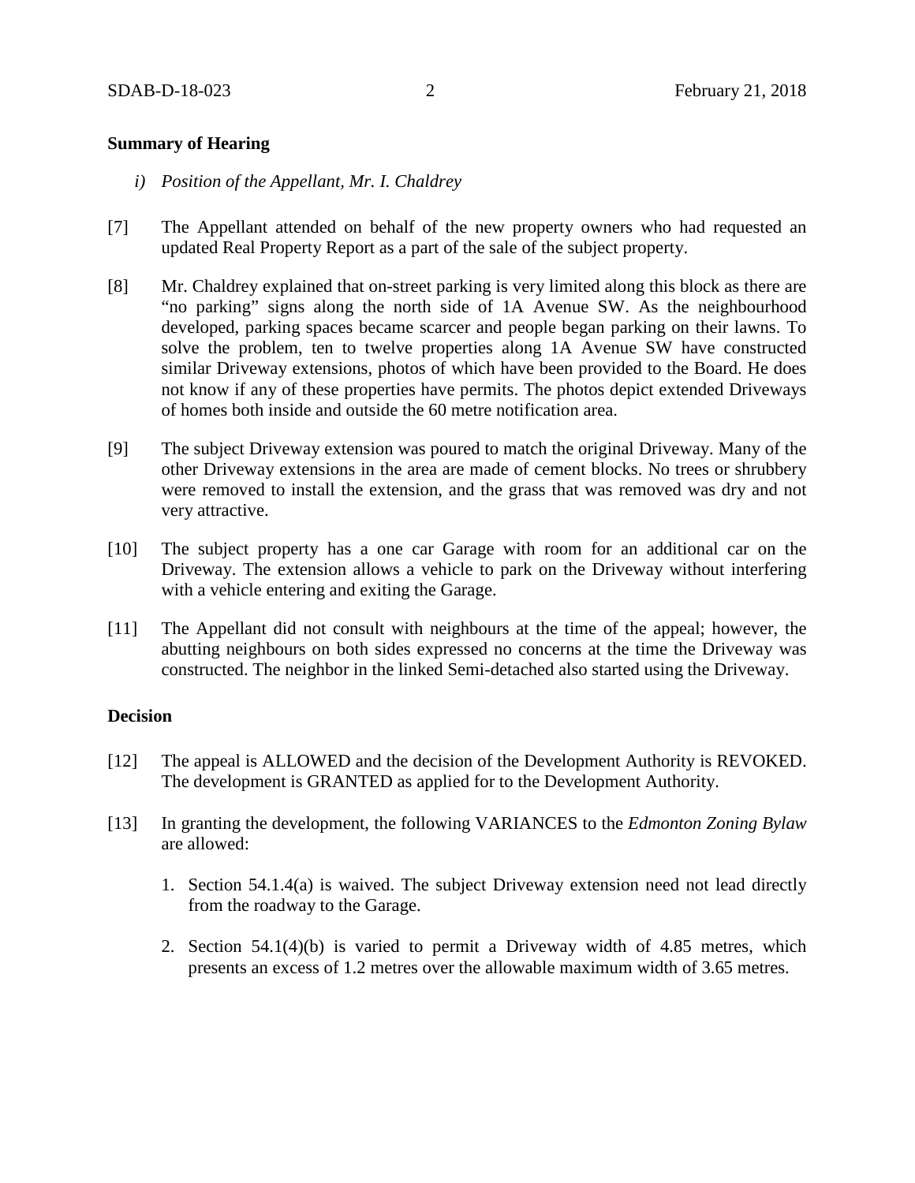**Summary of Hearing**

*i) Position of the Appellant, Mr. I. Chaldrey*

[7] The Appellant attended on behalf of the new property owners who had requested an updated Real Property Report as a part of the sale of the subject property.

[8] Mr. Chaldrey explained that on-street parking is very limited along this block as there are "no parking" signs along the north side of 1A Avenue SW. As the neighbourhood developed, parking spaces became scarcer and people began parking on their lawns. To solve the problem, ten to twelve properties along 1A Avenue SW have constructed similar Driveway extensions, photos of which have been provided to the Board. He does not know if any of these properties have permits. The photos depict extended Driveways of homes both inside and outside the 60 metre notification area.

[9] The subject Driveway extension was poured to match the original Driveway. Many of the other Driveway extensions in the area are made of cement blocks. No trees or shrubbery were removed to install the extension, and the grass that was removed was dry and not very attractive.

[10] The subject property has a one car Garage with room for an additional car on the Driveway. The extension allows a vehicle to park on the Driveway without interfering with a vehicle entering and exiting the Garage.

[11] The Appellant did not consult with neighbours at the time of the appeal; however, the abutting neighbours on both sides expressed no concerns at the time the Driveway was constructed. The neighbor in the linked Semi-detached also started using the Driveway.

**Decision**

[12] The appeal is ALLOWED and the decision of the Development Authority is REVOKED. The development is GRANTED as applied for to the Development Authority.

[13] In granting the development, the following VARIANCES to the *Edmonton Zoning Bylaw* are allowed:

1. Section 54.1.4(a) is waived. The subject Driveway extension need not lead directly from the roadway to the Garage.

2. Section 54.1(4)(b) is varied to permit a Driveway width of 4.85 metres, which presents an excess of 1.2 metres over the allowable maximum width of 3.65 metres.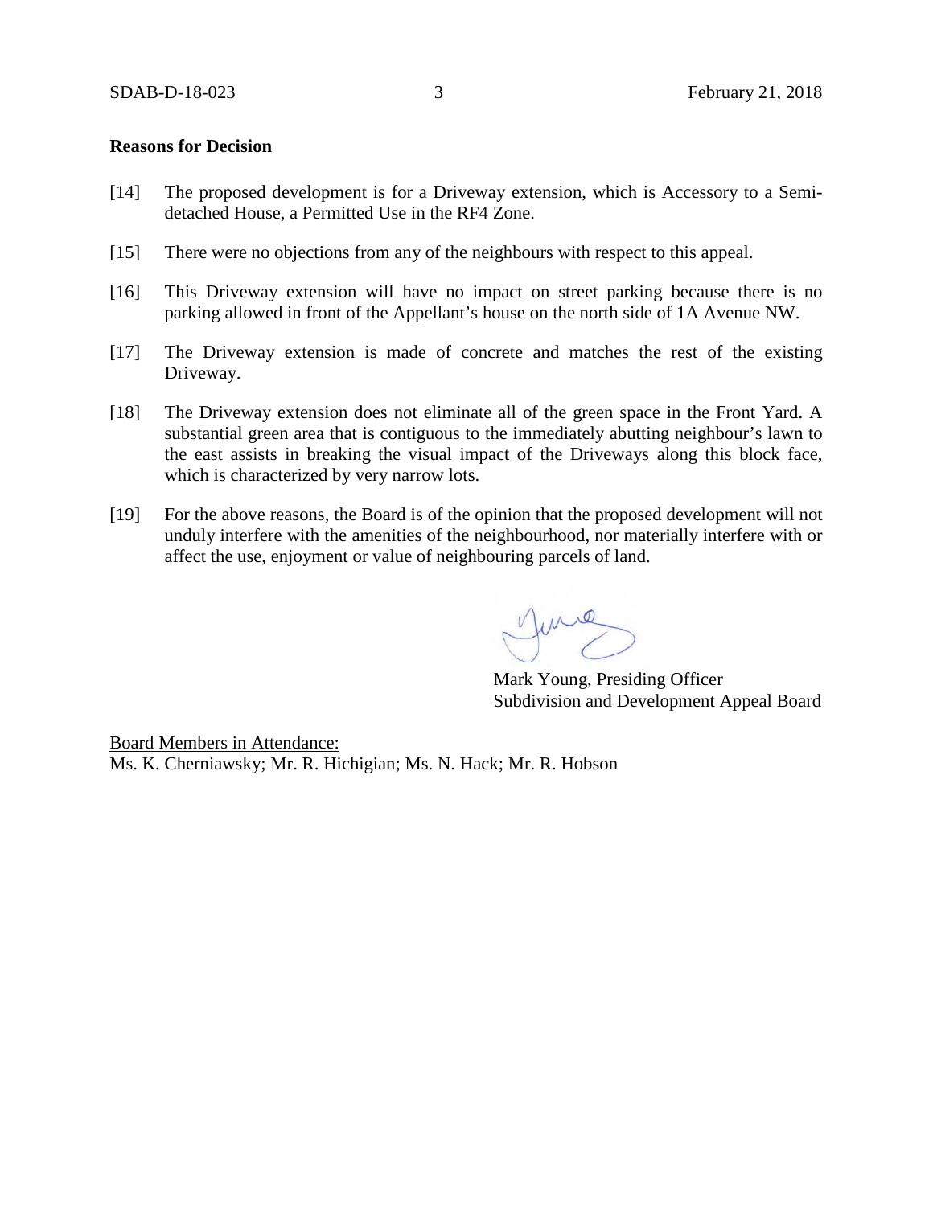**Reasons for Decision**

[14] The proposed development is for a Driveway extension, which is Accessory to a Semi-detached House, a Permitted Use in the RF4 Zone.

[15] There were no objections from any of the neighbours with respect to this appeal.

[16] This Driveway extension will have no impact on street parking because there is no parking allowed in front of the Appellant's house on the north side of 1A Avenue NW.

[17] The Driveway extension is made of concrete and matches the rest of the existing Driveway.

[18] The Driveway extension does not eliminate all of the green space in the Front Yard. A substantial green area that is contiguous to the immediately abutting neighbour's lawn to the east assists in breaking the visual impact of the Driveways along this block face, which is characterized by very narrow lots.

[19] For the above reasons, the Board is of the opinion that the proposed development will not unduly interfere with the amenities of the neighbourhood, nor materially interfere with or affect the use, enjoyment or value of neighbouring parcels of land.

Mark Young, Presiding Officer
Subdivision and Development Appeal Board

Board Members in Attendance:
Ms. K. Cherniawsky; Mr. R. Hichigian; Ms. N. Hack; Mr. R. Hobson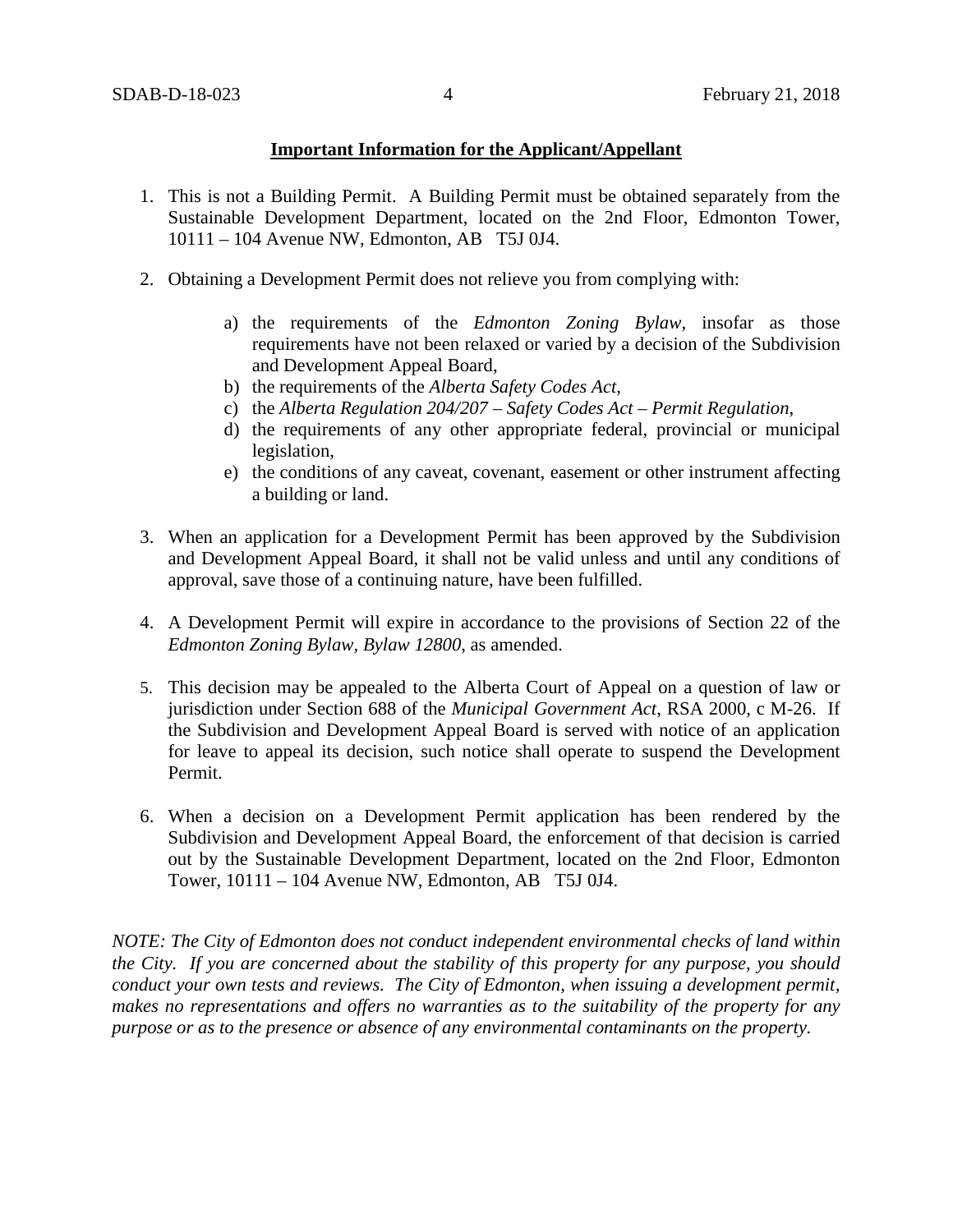**Important Information for the Applicant/Appellant**

1. This is not a Building Permit. A Building Permit must be obtained separately from the Sustainable Development Department, located on the 2nd Floor, Edmonton Tower, 10111 – 104 Avenue NW, Edmonton, AB T5J 0J4.

2. Obtaining a Development Permit does not relieve you from complying with:

    a) the requirements of the *Edmonton Zoning Bylaw*, insofar as those requirements have not been relaxed or varied by a decision of the Subdivision and Development Appeal Board,
    b) the requirements of the *Alberta Safety Codes Act*,
    c) the *Alberta Regulation 204/207 – Safety Codes Act – Permit Regulation*,
    d) the requirements of any other appropriate federal, provincial or municipal legislation,
    e) the conditions of any caveat, covenant, easement or other instrument affecting a building or land.

3. When an application for a Development Permit has been approved by the Subdivision and Development Appeal Board, it shall not be valid unless and until any conditions of approval, save those of a continuing nature, have been fulfilled.

4. A Development Permit will expire in accordance to the provisions of Section 22 of the *Edmonton Zoning Bylaw, Bylaw 12800*, as amended.

5. This decision may be appealed to the Alberta Court of Appeal on a question of law or jurisdiction under Section 688 of the *Municipal Government Act*, RSA 2000, c M-26. If the Subdivision and Development Appeal Board is served with notice of an application for leave to appeal its decision, such notice shall operate to suspend the Development Permit.

6. When a decision on a Development Permit application has been rendered by the Subdivision and Development Appeal Board, the enforcement of that decision is carried out by the Sustainable Development Department, located on the 2nd Floor, Edmonton Tower, 10111 – 104 Avenue NW, Edmonton, AB T5J 0J4.

*NOTE: The City of Edmonton does not conduct independent environmental checks of land within the City. If you are concerned about the stability of this property for any purpose, you should conduct your own tests and reviews. The City of Edmonton, when issuing a development permit, makes no representations and offers no warranties as to the suitability of the property for any purpose or as to the presence or absence of any environmental contaminants on the property.*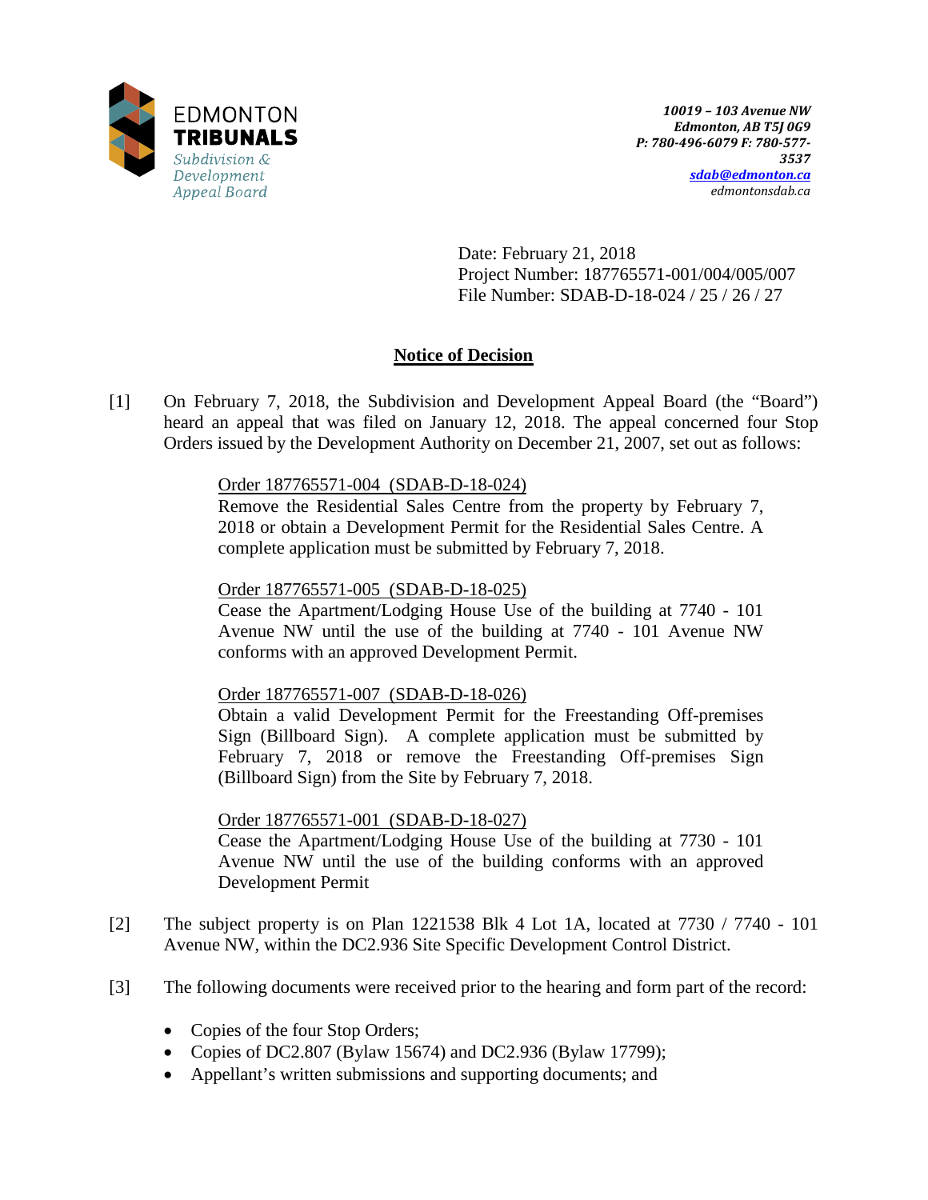**EDMONTON TRIBUNALS**
*Subdivision & Development Appeal Board*

*10019 – 103 Avenue NW*
*Edmonton, AB T5J 0G9*
*P: 780-496-6079 F: 780-577-3537*
*sdab@edmonton.ca*
*edmontonsdab.ca*

Date: February 21, 2018
Project Number: 187765571-001/004/005/007
File Number: SDAB-D-18-024 / 25 / 26 / 27

## Notice of Decision

[1] On February 7, 2018, the Subdivision and Development Appeal Board (the "Board") heard an appeal that was filed on January 12, 2018. The appeal concerned four Stop Orders issued by the Development Authority on December 21, 2007, set out as follows:

> Order 187765571-004 (SDAB-D-18-024)
> Remove the Residential Sales Centre from the property by February 7, 2018 or obtain a Development Permit for the Residential Sales Centre. A complete application must be submitted by February 7, 2018.
>
> Order 187765571-005 (SDAB-D-18-025)
> Cease the Apartment/Lodging House Use of the building at 7740 - 101 Avenue NW until the use of the building at 7740 - 101 Avenue NW conforms with an approved Development Permit.
>
> Order 187765571-007 (SDAB-D-18-026)
> Obtain a valid Development Permit for the Freestanding Off-premises Sign (Billboard Sign). A complete application must be submitted by February 7, 2018 or remove the Freestanding Off-premises Sign (Billboard Sign) from the Site by February 7, 2018.
>
> Order 187765571-001 (SDAB-D-18-027)
> Cease the Apartment/Lodging House Use of the building at 7730 - 101 Avenue NW until the use of the building conforms with an approved Development Permit

[2] The subject property is on Plan 1221538 Blk 4 Lot 1A, located at 7730 / 7740 - 101 Avenue NW, within the DC2.936 Site Specific Development Control District.

[3] The following documents were received prior to the hearing and form part of the record:

- Copies of the four Stop Orders;
- Copies of DC2.807 (Bylaw 15674) and DC2.936 (Bylaw 17799);
- Appellant's written submissions and supporting documents; and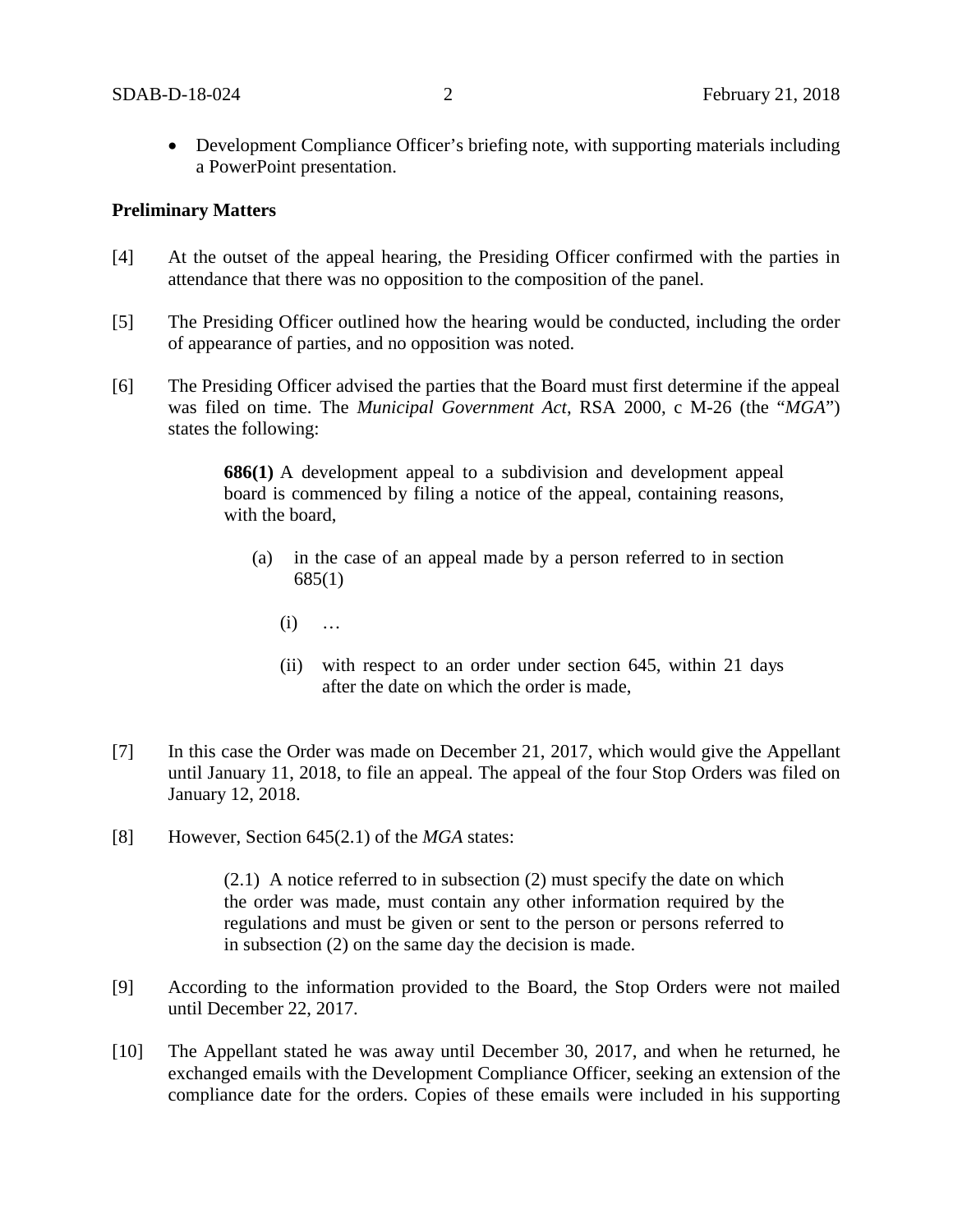- Development Compliance Officer's briefing note, with supporting materials including a PowerPoint presentation.

**Preliminary Matters**

[4] At the outset of the appeal hearing, the Presiding Officer confirmed with the parties in attendance that there was no opposition to the composition of the panel.

[5] The Presiding Officer outlined how the hearing would be conducted, including the order of appearance of parties, and no opposition was noted.

[6] The Presiding Officer advised the parties that the Board must first determine if the appeal was filed on time. The *Municipal Government Act*, RSA 2000, c M-26 (the "*MGA*") states the following:

> **686(1)** A development appeal to a subdivision and development appeal board is commenced by filing a notice of the appeal, containing reasons, with the board,
>
> (a) in the case of an appeal made by a person referred to in section 685(1)
>
> (i) …
>
> (ii) with respect to an order under section 645, within 21 days after the date on which the order is made,

[7] In this case the Order was made on December 21, 2017, which would give the Appellant until January 11, 2018, to file an appeal. The appeal of the four Stop Orders was filed on January 12, 2018.

[8] However, Section 645(2.1) of the *MGA* states:

> (2.1) A notice referred to in subsection (2) must specify the date on which the order was made, must contain any other information required by the regulations and must be given or sent to the person or persons referred to in subsection (2) on the same day the decision is made.

[9] According to the information provided to the Board, the Stop Orders were not mailed until December 22, 2017.

[10] The Appellant stated he was away until December 30, 2017, and when he returned, he exchanged emails with the Development Compliance Officer, seeking an extension of the compliance date for the orders. Copies of these emails were included in his supporting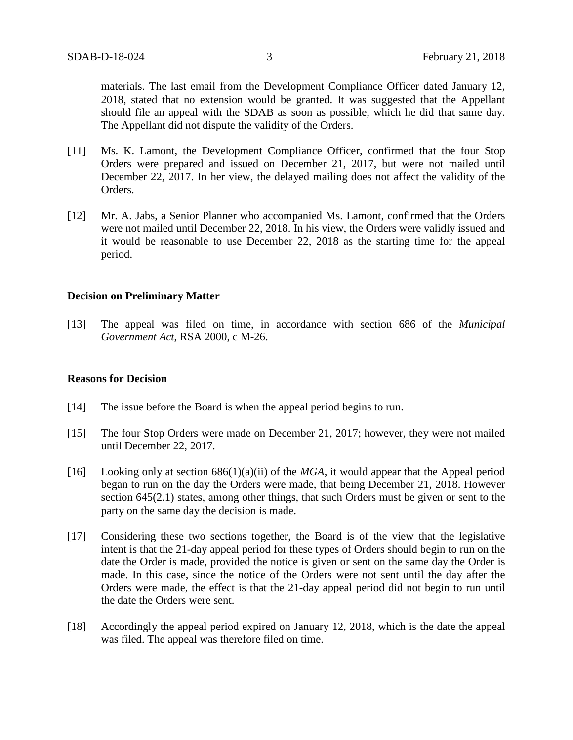materials. The last email from the Development Compliance Officer dated January 12, 2018, stated that no extension would be granted. It was suggested that the Appellant should file an appeal with the SDAB as soon as possible, which he did that same day. The Appellant did not dispute the validity of the Orders.

[11] Ms. K. Lamont, the Development Compliance Officer, confirmed that the four Stop Orders were prepared and issued on December 21, 2017, but were not mailed until December 22, 2017. In her view, the delayed mailing does not affect the validity of the Orders.

[12] Mr. A. Jabs, a Senior Planner who accompanied Ms. Lamont, confirmed that the Orders were not mailed until December 22, 2018. In his view, the Orders were validly issued and it would be reasonable to use December 22, 2018 as the starting time for the appeal period.

**Decision on Preliminary Matter**

[13] The appeal was filed on time, in accordance with section 686 of the *Municipal Government Act*, RSA 2000, c M-26.

**Reasons for Decision**

[14] The issue before the Board is when the appeal period begins to run.

[15] The four Stop Orders were made on December 21, 2017; however, they were not mailed until December 22, 2017.

[16] Looking only at section 686(1)(a)(ii) of the *MGA*, it would appear that the Appeal period began to run on the day the Orders were made, that being December 21, 2018. However section 645(2.1) states, among other things, that such Orders must be given or sent to the party on the same day the decision is made.

[17] Considering these two sections together, the Board is of the view that the legislative intent is that the 21-day appeal period for these types of Orders should begin to run on the date the Order is made, provided the notice is given or sent on the same day the Order is made. In this case, since the notice of the Orders were not sent until the day after the Orders were made, the effect is that the 21-day appeal period did not begin to run until the date the Orders were sent.

[18] Accordingly the appeal period expired on January 12, 2018, which is the date the appeal was filed. The appeal was therefore filed on time.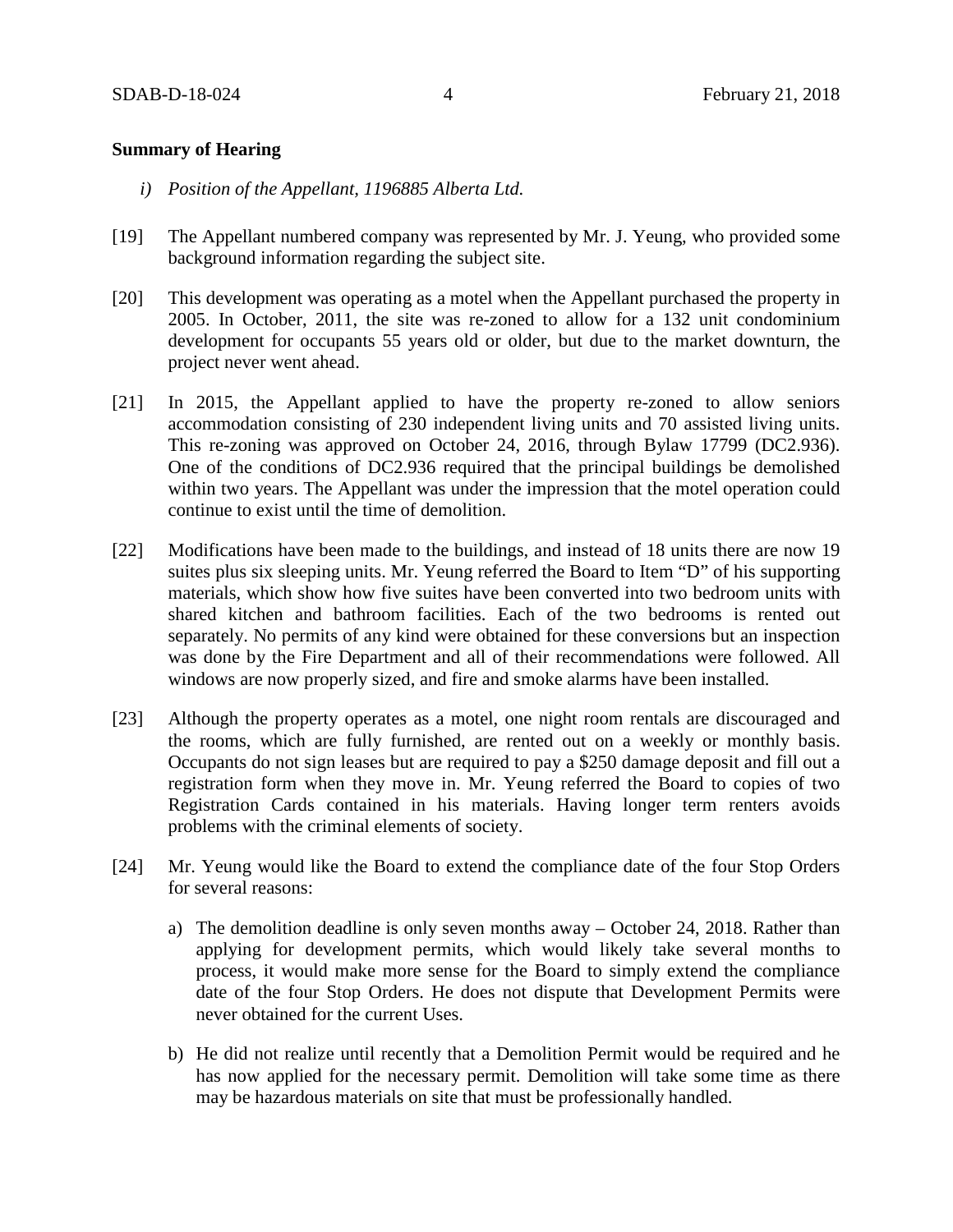**Summary of Hearing**

*i) Position of the Appellant, 1196885 Alberta Ltd.*

[19] The Appellant numbered company was represented by Mr. J. Yeung, who provided some background information regarding the subject site.

[20] This development was operating as a motel when the Appellant purchased the property in 2005. In October, 2011, the site was re-zoned to allow for a 132 unit condominium development for occupants 55 years old or older, but due to the market downturn, the project never went ahead.

[21] In 2015, the Appellant applied to have the property re-zoned to allow seniors accommodation consisting of 230 independent living units and 70 assisted living units. This re-zoning was approved on October 24, 2016, through Bylaw 17799 (DC2.936). One of the conditions of DC2.936 required that the principal buildings be demolished within two years. The Appellant was under the impression that the motel operation could continue to exist until the time of demolition.

[22] Modifications have been made to the buildings, and instead of 18 units there are now 19 suites plus six sleeping units. Mr. Yeung referred the Board to Item "D" of his supporting materials, which show how five suites have been converted into two bedroom units with shared kitchen and bathroom facilities. Each of the two bedrooms is rented out separately. No permits of any kind were obtained for these conversions but an inspection was done by the Fire Department and all of their recommendations were followed. All windows are now properly sized, and fire and smoke alarms have been installed.

[23] Although the property operates as a motel, one night room rentals are discouraged and the rooms, which are fully furnished, are rented out on a weekly or monthly basis. Occupants do not sign leases but are required to pay a $250 damage deposit and fill out a registration form when they move in. Mr. Yeung referred the Board to copies of two Registration Cards contained in his materials. Having longer term renters avoids problems with the criminal elements of society.

[24] Mr. Yeung would like the Board to extend the compliance date of the four Stop Orders for several reasons:

a) The demolition deadline is only seven months away – October 24, 2018. Rather than applying for development permits, which would likely take several months to process, it would make more sense for the Board to simply extend the compliance date of the four Stop Orders. He does not dispute that Development Permits were never obtained for the current Uses.

b) He did not realize until recently that a Demolition Permit would be required and he has now applied for the necessary permit. Demolition will take some time as there may be hazardous materials on site that must be professionally handled.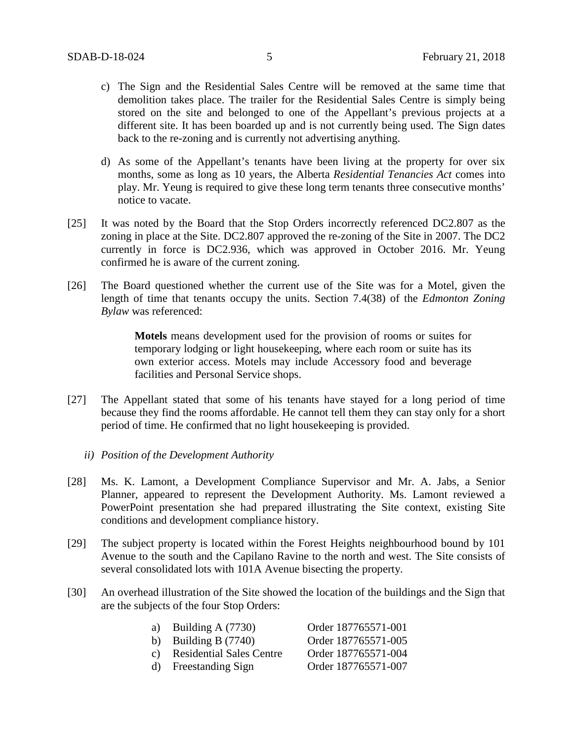c) The Sign and the Residential Sales Centre will be removed at the same time that demolition takes place. The trailer for the Residential Sales Centre is simply being stored on the site and belonged to one of the Appellant's previous projects at a different site. It has been boarded up and is not currently being used. The Sign dates back to the re-zoning and is currently not advertising anything.

d) As some of the Appellant's tenants have been living at the property for over six months, some as long as 10 years, the Alberta *Residential Tenancies Act* comes into play. Mr. Yeung is required to give these long term tenants three consecutive months' notice to vacate.

[25] It was noted by the Board that the Stop Orders incorrectly referenced DC2.807 as the zoning in place at the Site. DC2.807 approved the re-zoning of the Site in 2007. The DC2 currently in force is DC2.936, which was approved in October 2016. Mr. Yeung confirmed he is aware of the current zoning.

[26] The Board questioned whether the current use of the Site was for a Motel, given the length of time that tenants occupy the units. Section 7.4(38) of the *Edmonton Zoning Bylaw* was referenced:

> **Motels** means development used for the provision of rooms or suites for temporary lodging or light housekeeping, where each room or suite has its own exterior access. Motels may include Accessory food and beverage facilities and Personal Service shops.

[27] The Appellant stated that some of his tenants have stayed for a long period of time because they find the rooms affordable. He cannot tell them they can stay only for a short period of time. He confirmed that no light housekeeping is provided.

*ii) Position of the Development Authority*

[28] Ms. K. Lamont, a Development Compliance Supervisor and Mr. A. Jabs, a Senior Planner, appeared to represent the Development Authority. Ms. Lamont reviewed a PowerPoint presentation she had prepared illustrating the Site context, existing Site conditions and development compliance history.

[29] The subject property is located within the Forest Heights neighbourhood bound by 101 Avenue to the south and the Capilano Ravine to the north and west. The Site consists of several consolidated lots with 101A Avenue bisecting the property.

[30] An overhead illustration of the Site showed the location of the buildings and the Sign that are the subjects of the four Stop Orders:

a) Building A (7730) Order 187765571-001
b) Building B (7740) Order 187765571-005
c) Residential Sales Centre Order 187765571-004
d) Freestanding Sign Order 187765571-007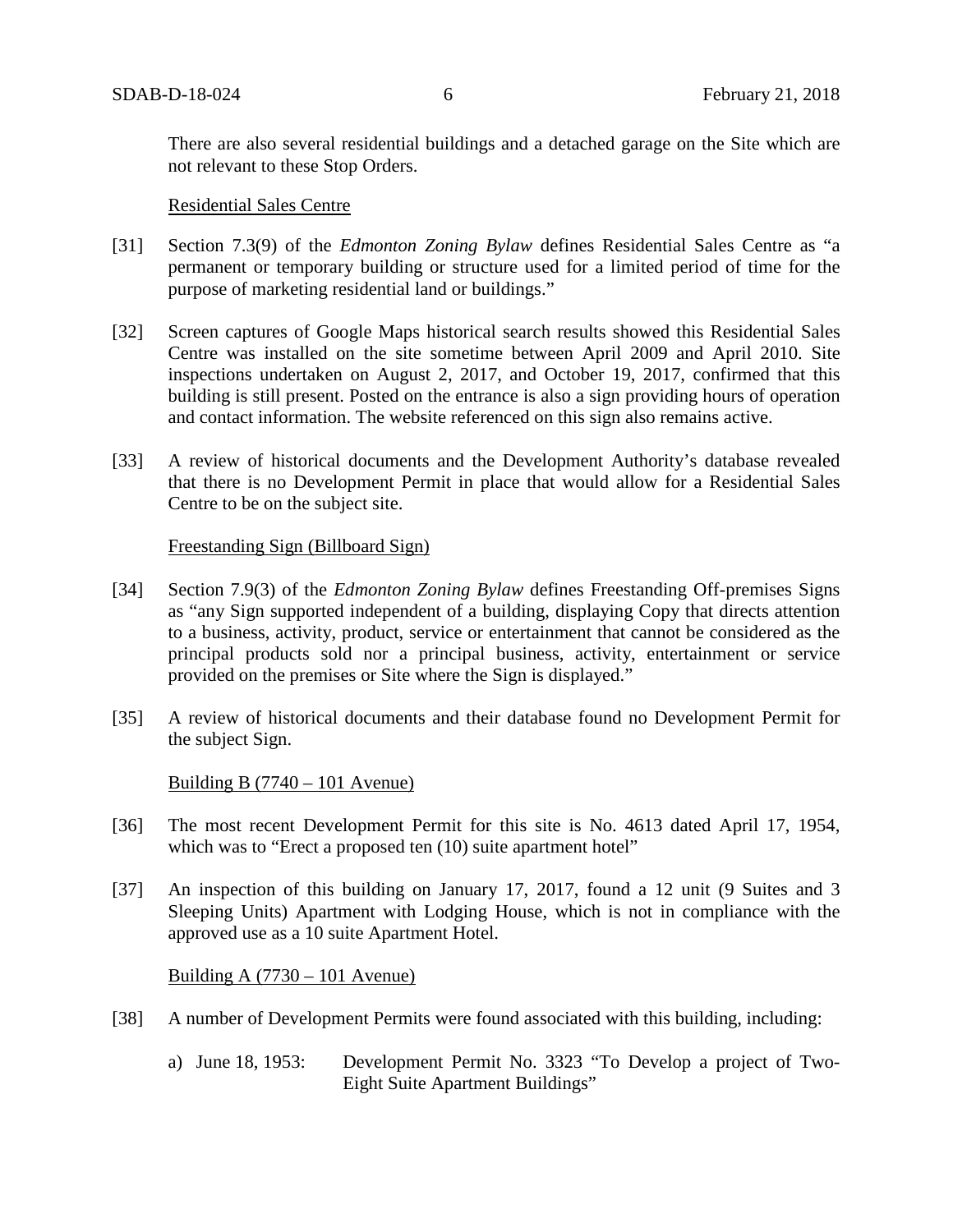There are also several residential buildings and a detached garage on the Site which are not relevant to these Stop Orders.

Residential Sales Centre

[31] Section 7.3(9) of the *Edmonton Zoning Bylaw* defines Residential Sales Centre as "a permanent or temporary building or structure used for a limited period of time for the purpose of marketing residential land or buildings."

[32] Screen captures of Google Maps historical search results showed this Residential Sales Centre was installed on the site sometime between April 2009 and April 2010. Site inspections undertaken on August 2, 2017, and October 19, 2017, confirmed that this building is still present. Posted on the entrance is also a sign providing hours of operation and contact information. The website referenced on this sign also remains active.

[33] A review of historical documents and the Development Authority's database revealed that there is no Development Permit in place that would allow for a Residential Sales Centre to be on the subject site.

Freestanding Sign (Billboard Sign)

[34] Section 7.9(3) of the *Edmonton Zoning Bylaw* defines Freestanding Off-premises Signs as "any Sign supported independent of a building, displaying Copy that directs attention to a business, activity, product, service or entertainment that cannot be considered as the principal products sold nor a principal business, activity, entertainment or service provided on the premises or Site where the Sign is displayed."

[35] A review of historical documents and their database found no Development Permit for the subject Sign.

Building B (7740 – 101 Avenue)

[36] The most recent Development Permit for this site is No. 4613 dated April 17, 1954, which was to "Erect a proposed ten (10) suite apartment hotel"

[37] An inspection of this building on January 17, 2017, found a 12 unit (9 Suites and 3 Sleeping Units) Apartment with Lodging House, which is not in compliance with the approved use as a 10 suite Apartment Hotel.

Building A (7730 – 101 Avenue)

[38] A number of Development Permits were found associated with this building, including:

a) June 18, 1953: Development Permit No. 3323 "To Develop a project of Two-Eight Suite Apartment Buildings"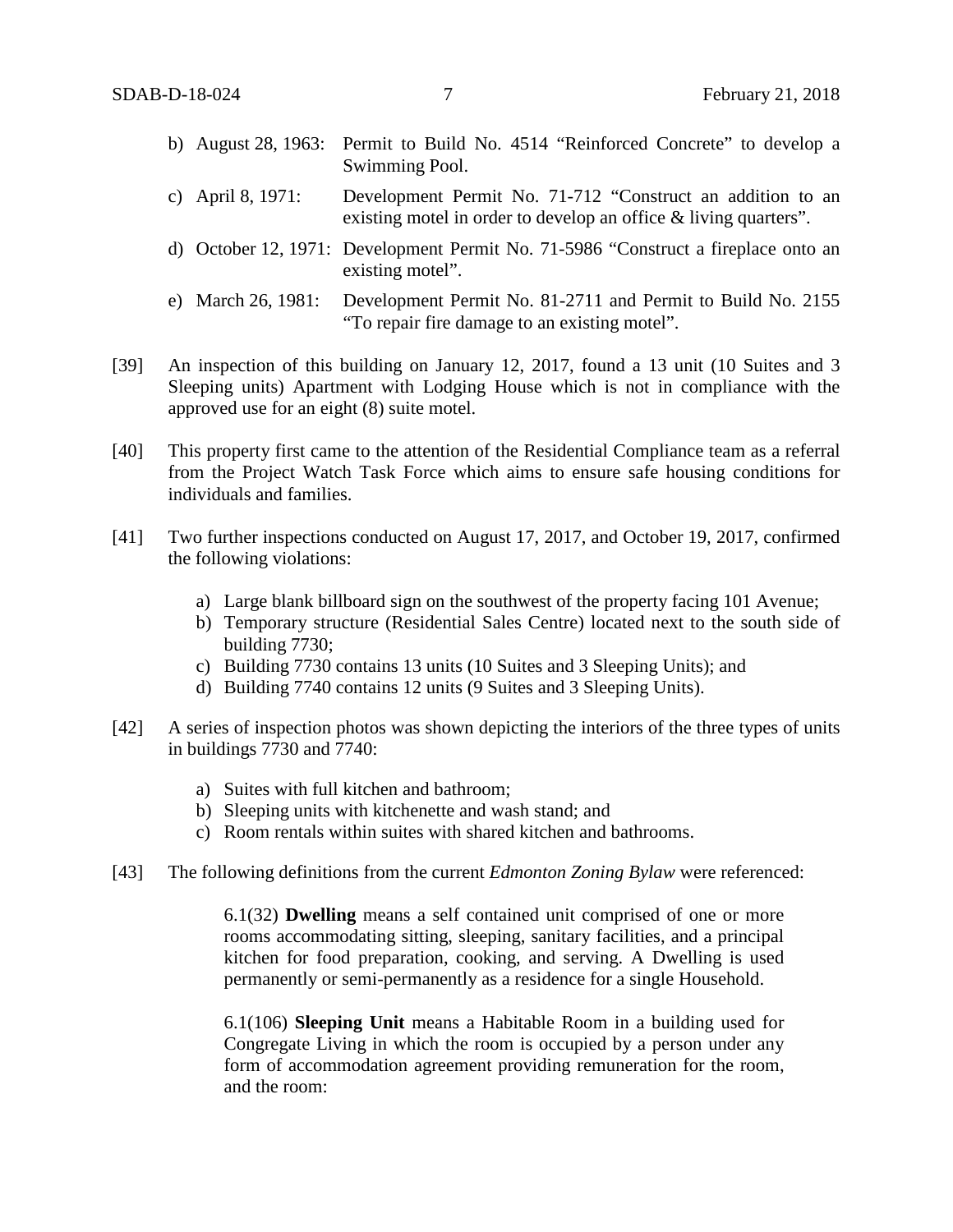b) August 28, 1963: Permit to Build No. 4514 "Reinforced Concrete" to develop a Swimming Pool.

c) April 8, 1971: Development Permit No. 71-712 "Construct an addition to an existing motel in order to develop an office & living quarters".

d) October 12, 1971: Development Permit No. 71-5986 "Construct a fireplace onto an existing motel".

e) March 26, 1981: Development Permit No. 81-2711 and Permit to Build No. 2155 "To repair fire damage to an existing motel".

[39] An inspection of this building on January 12, 2017, found a 13 unit (10 Suites and 3 Sleeping units) Apartment with Lodging House which is not in compliance with the approved use for an eight (8) suite motel.

[40] This property first came to the attention of the Residential Compliance team as a referral from the Project Watch Task Force which aims to ensure safe housing conditions for individuals and families.

[41] Two further inspections conducted on August 17, 2017, and October 19, 2017, confirmed the following violations:

a) Large blank billboard sign on the southwest of the property facing 101 Avenue;
b) Temporary structure (Residential Sales Centre) located next to the south side of building 7730;
c) Building 7730 contains 13 units (10 Suites and 3 Sleeping Units); and
d) Building 7740 contains 12 units (9 Suites and 3 Sleeping Units).

[42] A series of inspection photos was shown depicting the interiors of the three types of units in buildings 7730 and 7740:

a) Suites with full kitchen and bathroom;
b) Sleeping units with kitchenette and wash stand; and
c) Room rentals within suites with shared kitchen and bathrooms.

[43] The following definitions from the current *Edmonton Zoning Bylaw* were referenced:

> 6.1(32) **Dwelling** means a self contained unit comprised of one or more rooms accommodating sitting, sleeping, sanitary facilities, and a principal kitchen for food preparation, cooking, and serving. A Dwelling is used permanently or semi-permanently as a residence for a single Household.
>
> 6.1(106) **Sleeping Unit** means a Habitable Room in a building used for Congregate Living in which the room is occupied by a person under any form of accommodation agreement providing remuneration for the room, and the room: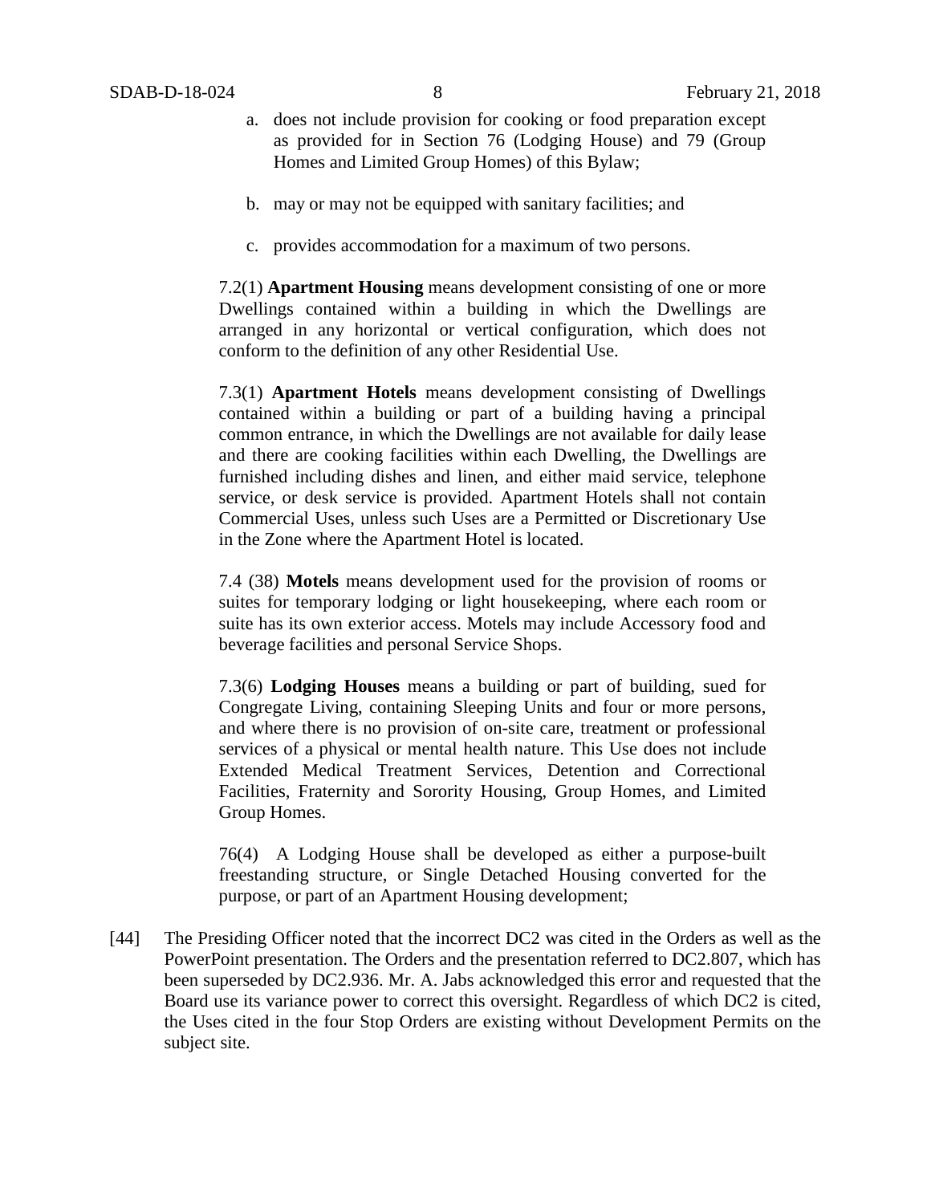a. does not include provision for cooking or food preparation except as provided for in Section 76 (Lodging House) and 79 (Group Homes and Limited Group Homes) of this Bylaw;

b. may or may not be equipped with sanitary facilities; and

c. provides accommodation for a maximum of two persons.

7.2(1) **Apartment Housing** means development consisting of one or more Dwellings contained within a building in which the Dwellings are arranged in any horizontal or vertical configuration, which does not conform to the definition of any other Residential Use.

7.3(1) **Apartment Hotels** means development consisting of Dwellings contained within a building or part of a building having a principal common entrance, in which the Dwellings are not available for daily lease and there are cooking facilities within each Dwelling, the Dwellings are furnished including dishes and linen, and either maid service, telephone service, or desk service is provided. Apartment Hotels shall not contain Commercial Uses, unless such Uses are a Permitted or Discretionary Use in the Zone where the Apartment Hotel is located.

7.4 (38) **Motels** means development used for the provision of rooms or suites for temporary lodging or light housekeeping, where each room or suite has its own exterior access. Motels may include Accessory food and beverage facilities and personal Service Shops.

7.3(6) **Lodging Houses** means a building or part of building, sued for Congregate Living, containing Sleeping Units and four or more persons, and where there is no provision of on-site care, treatment or professional services of a physical or mental health nature. This Use does not include Extended Medical Treatment Services, Detention and Correctional Facilities, Fraternity and Sorority Housing, Group Homes, and Limited Group Homes.

76(4) A Lodging House shall be developed as either a purpose-built freestanding structure, or Single Detached Housing converted for the purpose, or part of an Apartment Housing development;

[44] The Presiding Officer noted that the incorrect DC2 was cited in the Orders as well as the PowerPoint presentation. The Orders and the presentation referred to DC2.807, which has been superseded by DC2.936. Mr. A. Jabs acknowledged this error and requested that the Board use its variance power to correct this oversight. Regardless of which DC2 is cited, the Uses cited in the four Stop Orders are existing without Development Permits on the subject site.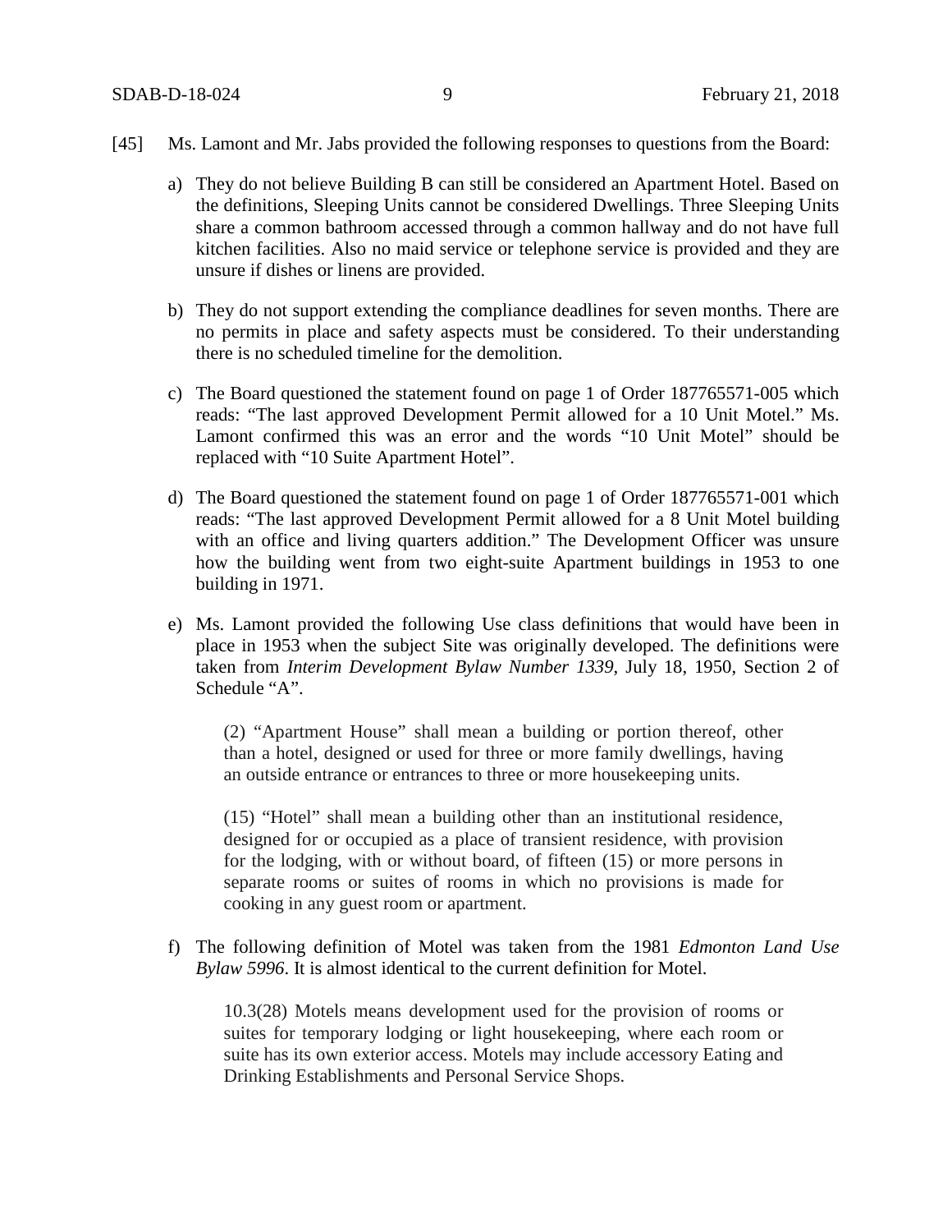[45] Ms. Lamont and Mr. Jabs provided the following responses to questions from the Board:

a) They do not believe Building B can still be considered an Apartment Hotel. Based on the definitions, Sleeping Units cannot be considered Dwellings. Three Sleeping Units share a common bathroom accessed through a common hallway and do not have full kitchen facilities. Also no maid service or telephone service is provided and they are unsure if dishes or linens are provided.

b) They do not support extending the compliance deadlines for seven months. There are no permits in place and safety aspects must be considered. To their understanding there is no scheduled timeline for the demolition.

c) The Board questioned the statement found on page 1 of Order 187765571-005 which reads: "The last approved Development Permit allowed for a 10 Unit Motel." Ms. Lamont confirmed this was an error and the words "10 Unit Motel" should be replaced with "10 Suite Apartment Hotel".

d) The Board questioned the statement found on page 1 of Order 187765571-001 which reads: "The last approved Development Permit allowed for a 8 Unit Motel building with an office and living quarters addition." The Development Officer was unsure how the building went from two eight-suite Apartment buildings in 1953 to one building in 1971.

e) Ms. Lamont provided the following Use class definitions that would have been in place in 1953 when the subject Site was originally developed. The definitions were taken from *Interim Development Bylaw Number 1339*, July 18, 1950, Section 2 of Schedule "A".

   > (2) "Apartment House" shall mean a building or portion thereof, other than a hotel, designed or used for three or more family dwellings, having an outside entrance or entrances to three or more housekeeping units.
   >
   > (15) "Hotel" shall mean a building other than an institutional residence, designed for or occupied as a place of transient residence, with provision for the lodging, with or without board, of fifteen (15) or more persons in separate rooms or suites of rooms in which no provisions is made for cooking in any guest room or apartment.

f) The following definition of Motel was taken from the 1981 *Edmonton Land Use Bylaw 5996*. It is almost identical to the current definition for Motel.

   > 10.3(28) Motels means development used for the provision of rooms or suites for temporary lodging or light housekeeping, where each room or suite has its own exterior access. Motels may include accessory Eating and Drinking Establishments and Personal Service Shops.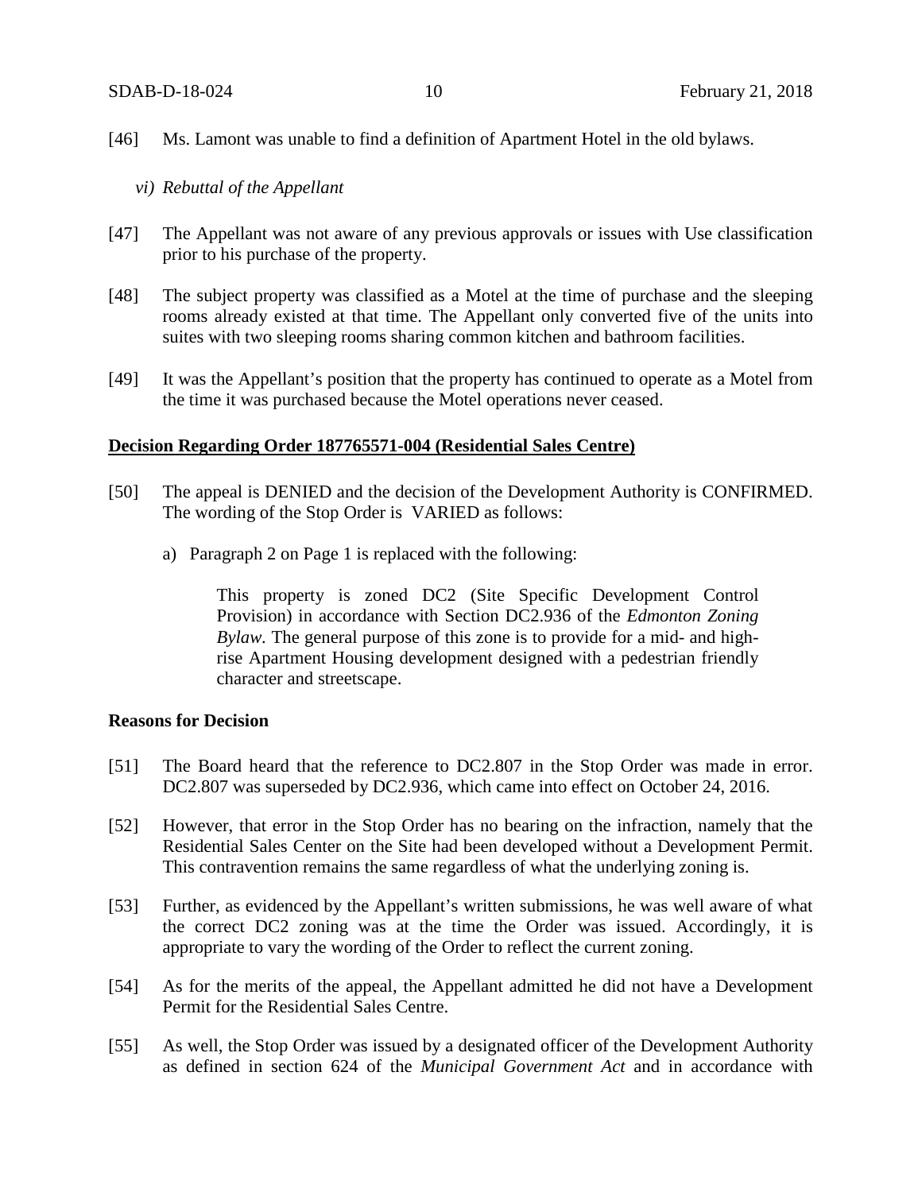[46] Ms. Lamont was unable to find a definition of Apartment Hotel in the old bylaws.

*vi) Rebuttal of the Appellant*

[47] The Appellant was not aware of any previous approvals or issues with Use classification prior to his purchase of the property.

[48] The subject property was classified as a Motel at the time of purchase and the sleeping rooms already existed at that time. The Appellant only converted five of the units into suites with two sleeping rooms sharing common kitchen and bathroom facilities.

[49] It was the Appellant's position that the property has continued to operate as a Motel from the time it was purchased because the Motel operations never ceased.

**Decision Regarding Order 187765571-004 (Residential Sales Centre)**

[50] The appeal is DENIED and the decision of the Development Authority is CONFIRMED. The wording of the Stop Order is VARIED as follows:

a) Paragraph 2 on Page 1 is replaced with the following:

> This property is zoned DC2 (Site Specific Development Control Provision) in accordance with Section DC2.936 of the *Edmonton Zoning Bylaw*. The general purpose of this zone is to provide for a mid- and high-rise Apartment Housing development designed with a pedestrian friendly character and streetscape.

**Reasons for Decision**

[51] The Board heard that the reference to DC2.807 in the Stop Order was made in error. DC2.807 was superseded by DC2.936, which came into effect on October 24, 2016.

[52] However, that error in the Stop Order has no bearing on the infraction, namely that the Residential Sales Center on the Site had been developed without a Development Permit. This contravention remains the same regardless of what the underlying zoning is.

[53] Further, as evidenced by the Appellant's written submissions, he was well aware of what the correct DC2 zoning was at the time the Order was issued. Accordingly, it is appropriate to vary the wording of the Order to reflect the current zoning.

[54] As for the merits of the appeal, the Appellant admitted he did not have a Development Permit for the Residential Sales Centre.

[55] As well, the Stop Order was issued by a designated officer of the Development Authority as defined in section 624 of the *Municipal Government Act* and in accordance with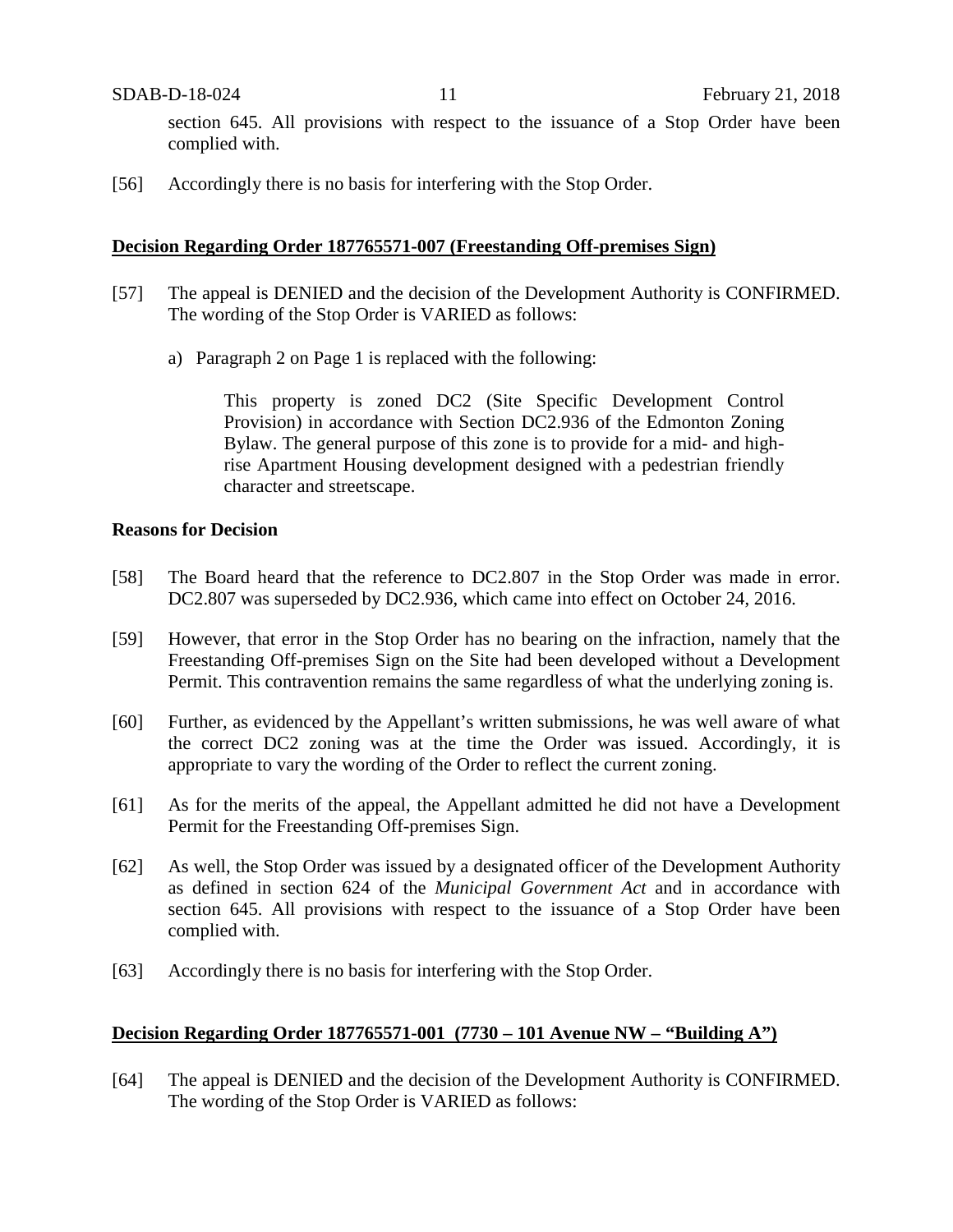section 645. All provisions with respect to the issuance of a Stop Order have been complied with.

[56] Accordingly there is no basis for interfering with the Stop Order.

**Decision Regarding Order 187765571-007 (Freestanding Off-premises Sign)**

[57] The appeal is DENIED and the decision of the Development Authority is CONFIRMED. The wording of the Stop Order is VARIED as follows:

a) Paragraph 2 on Page 1 is replaced with the following:

> This property is zoned DC2 (Site Specific Development Control Provision) in accordance with Section DC2.936 of the Edmonton Zoning Bylaw. The general purpose of this zone is to provide for a mid- and high-rise Apartment Housing development designed with a pedestrian friendly character and streetscape.

**Reasons for Decision**

[58] The Board heard that the reference to DC2.807 in the Stop Order was made in error. DC2.807 was superseded by DC2.936, which came into effect on October 24, 2016.

[59] However, that error in the Stop Order has no bearing on the infraction, namely that the Freestanding Off-premises Sign on the Site had been developed without a Development Permit. This contravention remains the same regardless of what the underlying zoning is.

[60] Further, as evidenced by the Appellant's written submissions, he was well aware of what the correct DC2 zoning was at the time the Order was issued. Accordingly, it is appropriate to vary the wording of the Order to reflect the current zoning.

[61] As for the merits of the appeal, the Appellant admitted he did not have a Development Permit for the Freestanding Off-premises Sign.

[62] As well, the Stop Order was issued by a designated officer of the Development Authority as defined in section 624 of the *Municipal Government Act* and in accordance with section 645. All provisions with respect to the issuance of a Stop Order have been complied with.

[63] Accordingly there is no basis for interfering with the Stop Order.

**Decision Regarding Order 187765571-001 (7730 – 101 Avenue NW – "Building A")**

[64] The appeal is DENIED and the decision of the Development Authority is CONFIRMED. The wording of the Stop Order is VARIED as follows: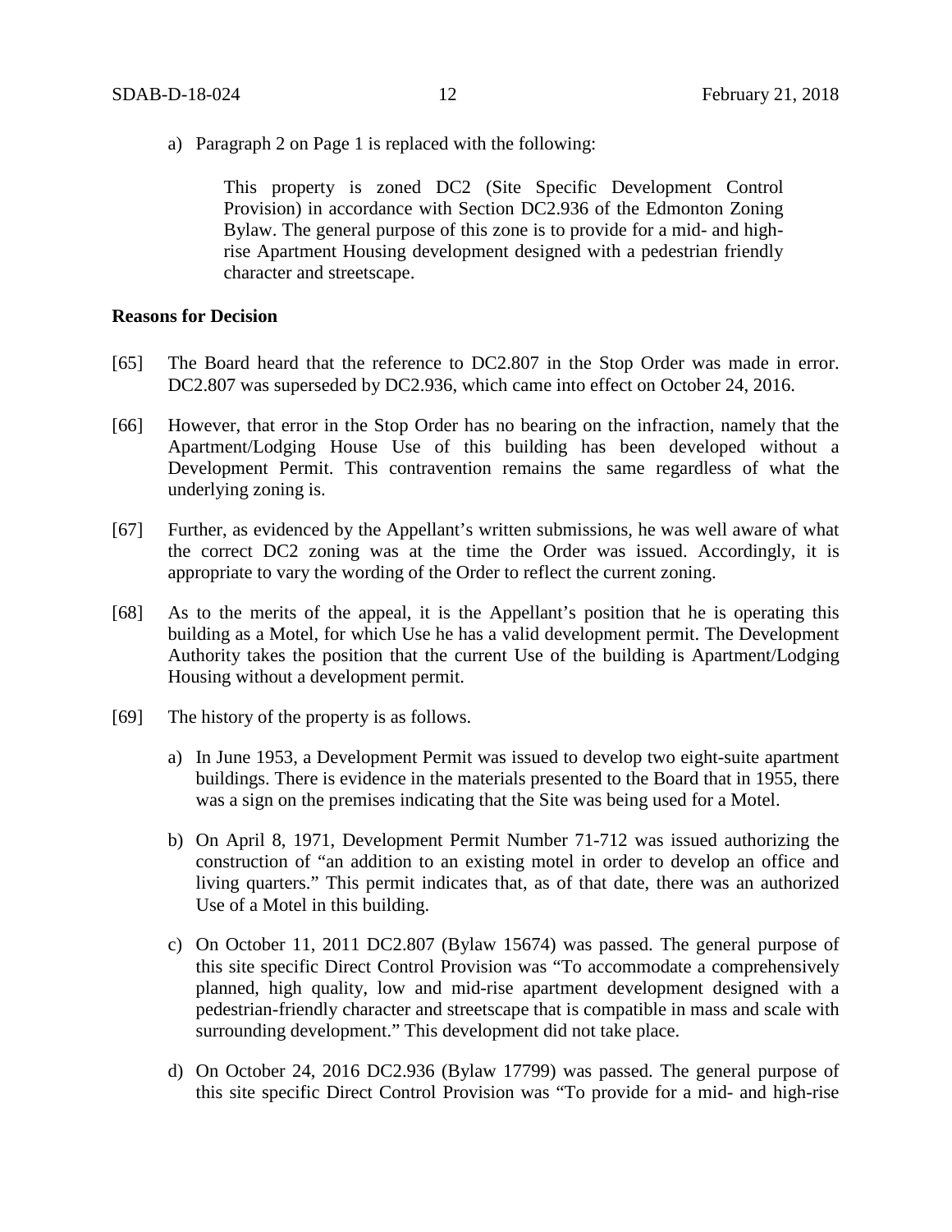a) Paragraph 2 on Page 1 is replaced with the following:

> This property is zoned DC2 (Site Specific Development Control Provision) in accordance with Section DC2.936 of the Edmonton Zoning Bylaw. The general purpose of this zone is to provide for a mid- and high-rise Apartment Housing development designed with a pedestrian friendly character and streetscape.

**Reasons for Decision**

[65] The Board heard that the reference to DC2.807 in the Stop Order was made in error. DC2.807 was superseded by DC2.936, which came into effect on October 24, 2016.

[66] However, that error in the Stop Order has no bearing on the infraction, namely that the Apartment/Lodging House Use of this building has been developed without a Development Permit. This contravention remains the same regardless of what the underlying zoning is.

[67] Further, as evidenced by the Appellant's written submissions, he was well aware of what the correct DC2 zoning was at the time the Order was issued. Accordingly, it is appropriate to vary the wording of the Order to reflect the current zoning.

[68] As to the merits of the appeal, it is the Appellant's position that he is operating this building as a Motel, for which Use he has a valid development permit. The Development Authority takes the position that the current Use of the building is Apartment/Lodging Housing without a development permit.

[69] The history of the property is as follows.

a) In June 1953, a Development Permit was issued to develop two eight-suite apartment buildings. There is evidence in the materials presented to the Board that in 1955, there was a sign on the premises indicating that the Site was being used for a Motel.

b) On April 8, 1971, Development Permit Number 71-712 was issued authorizing the construction of "an addition to an existing motel in order to develop an office and living quarters." This permit indicates that, as of that date, there was an authorized Use of a Motel in this building.

c) On October 11, 2011 DC2.807 (Bylaw 15674) was passed. The general purpose of this site specific Direct Control Provision was "To accommodate a comprehensively planned, high quality, low and mid-rise apartment development designed with a pedestrian-friendly character and streetscape that is compatible in mass and scale with surrounding development." This development did not take place.

d) On October 24, 2016 DC2.936 (Bylaw 17799) was passed. The general purpose of this site specific Direct Control Provision was "To provide for a mid- and high-rise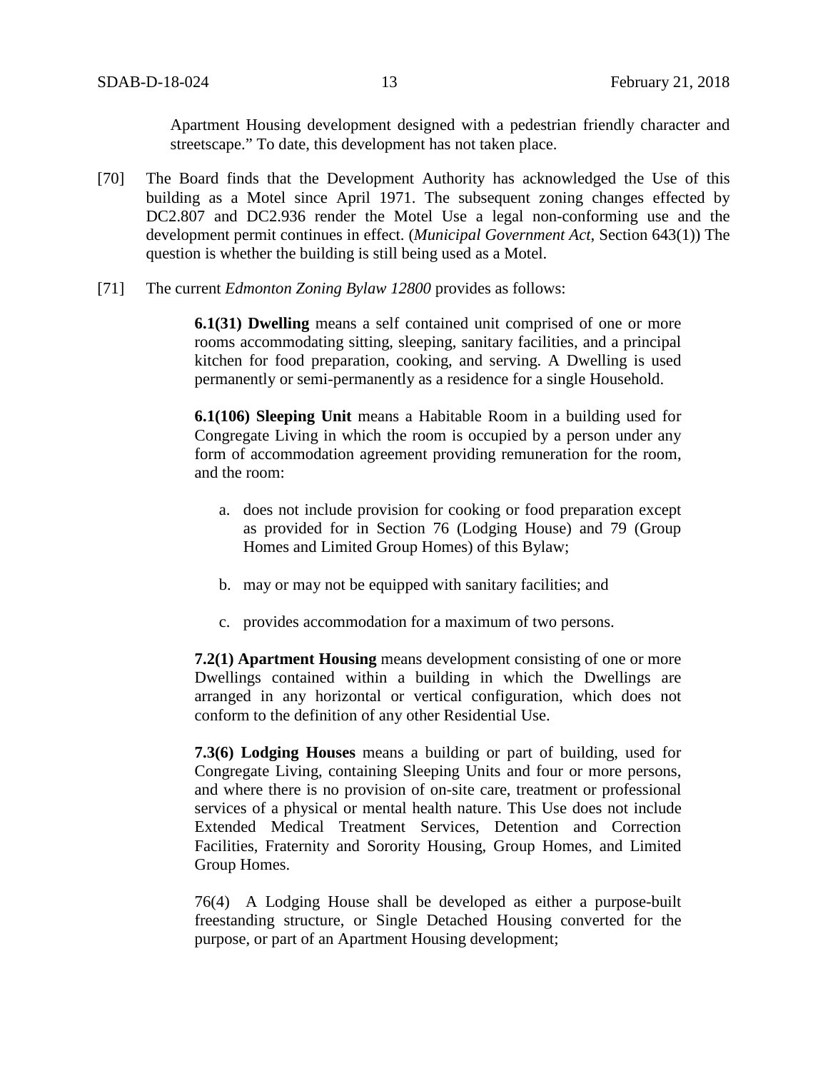Apartment Housing development designed with a pedestrian friendly character and streetscape." To date, this development has not taken place.

[70] The Board finds that the Development Authority has acknowledged the Use of this building as a Motel since April 1971. The subsequent zoning changes effected by DC2.807 and DC2.936 render the Motel Use a legal non-conforming use and the development permit continues in effect. (*Municipal Government Act*, Section 643(1)) The question is whether the building is still being used as a Motel.

[71] The current *Edmonton Zoning Bylaw 12800* provides as follows:

> **6.1(31) Dwelling** means a self contained unit comprised of one or more rooms accommodating sitting, sleeping, sanitary facilities, and a principal kitchen for food preparation, cooking, and serving. A Dwelling is used permanently or semi-permanently as a residence for a single Household.
>
> **6.1(106) Sleeping Unit** means a Habitable Room in a building used for Congregate Living in which the room is occupied by a person under any form of accommodation agreement providing remuneration for the room, and the room:
>
> a. does not include provision for cooking or food preparation except as provided for in Section 76 (Lodging House) and 79 (Group Homes and Limited Group Homes) of this Bylaw;
>
> b. may or may not be equipped with sanitary facilities; and
>
> c. provides accommodation for a maximum of two persons.
>
> **7.2(1) Apartment Housing** means development consisting of one or more Dwellings contained within a building in which the Dwellings are arranged in any horizontal or vertical configuration, which does not conform to the definition of any other Residential Use.
>
> **7.3(6) Lodging Houses** means a building or part of building, used for Congregate Living, containing Sleeping Units and four or more persons, and where there is no provision of on-site care, treatment or professional services of a physical or mental health nature. This Use does not include Extended Medical Treatment Services, Detention and Correction Facilities, Fraternity and Sorority Housing, Group Homes, and Limited Group Homes.
>
> 76(4) A Lodging House shall be developed as either a purpose-built freestanding structure, or Single Detached Housing converted for the purpose, or part of an Apartment Housing development;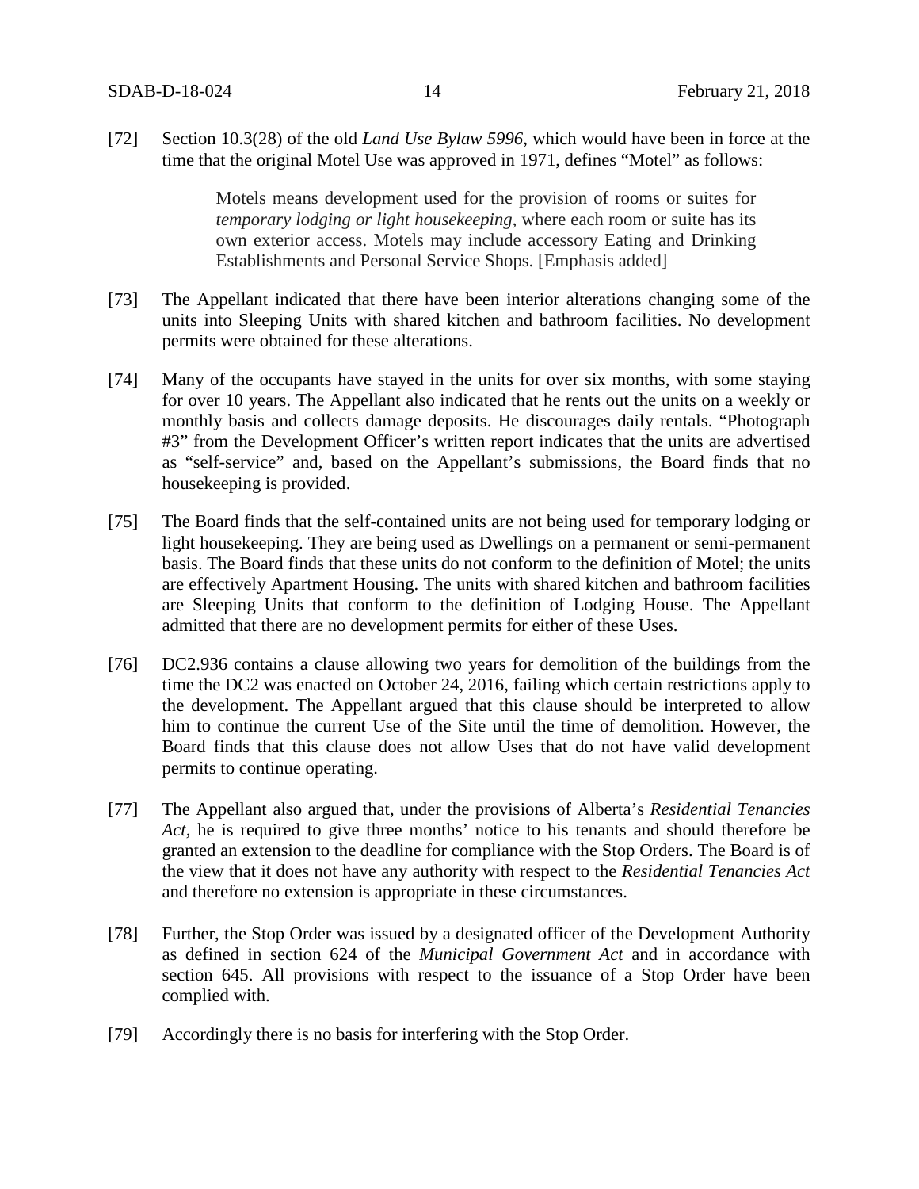[72] Section 10.3(28) of the old *Land Use Bylaw 5996*, which would have been in force at the time that the original Motel Use was approved in 1971, defines "Motel" as follows:

> Motels means development used for the provision of rooms or suites for *temporary lodging or light housekeeping*, where each room or suite has its own exterior access. Motels may include accessory Eating and Drinking Establishments and Personal Service Shops. [Emphasis added]

[73] The Appellant indicated that there have been interior alterations changing some of the units into Sleeping Units with shared kitchen and bathroom facilities. No development permits were obtained for these alterations.

[74] Many of the occupants have stayed in the units for over six months, with some staying for over 10 years. The Appellant also indicated that he rents out the units on a weekly or monthly basis and collects damage deposits. He discourages daily rentals. "Photograph #3" from the Development Officer's written report indicates that the units are advertised as "self-service" and, based on the Appellant's submissions, the Board finds that no housekeeping is provided.

[75] The Board finds that the self-contained units are not being used for temporary lodging or light housekeeping. They are being used as Dwellings on a permanent or semi-permanent basis. The Board finds that these units do not conform to the definition of Motel; the units are effectively Apartment Housing. The units with shared kitchen and bathroom facilities are Sleeping Units that conform to the definition of Lodging House. The Appellant admitted that there are no development permits for either of these Uses.

[76] DC2.936 contains a clause allowing two years for demolition of the buildings from the time the DC2 was enacted on October 24, 2016, failing which certain restrictions apply to the development. The Appellant argued that this clause should be interpreted to allow him to continue the current Use of the Site until the time of demolition. However, the Board finds that this clause does not allow Uses that do not have valid development permits to continue operating.

[77] The Appellant also argued that, under the provisions of Alberta's *Residential Tenancies Act*, he is required to give three months' notice to his tenants and should therefore be granted an extension to the deadline for compliance with the Stop Orders. The Board is of the view that it does not have any authority with respect to the *Residential Tenancies Act* and therefore no extension is appropriate in these circumstances.

[78] Further, the Stop Order was issued by a designated officer of the Development Authority as defined in section 624 of the *Municipal Government Act* and in accordance with section 645. All provisions with respect to the issuance of a Stop Order have been complied with.

[79] Accordingly there is no basis for interfering with the Stop Order.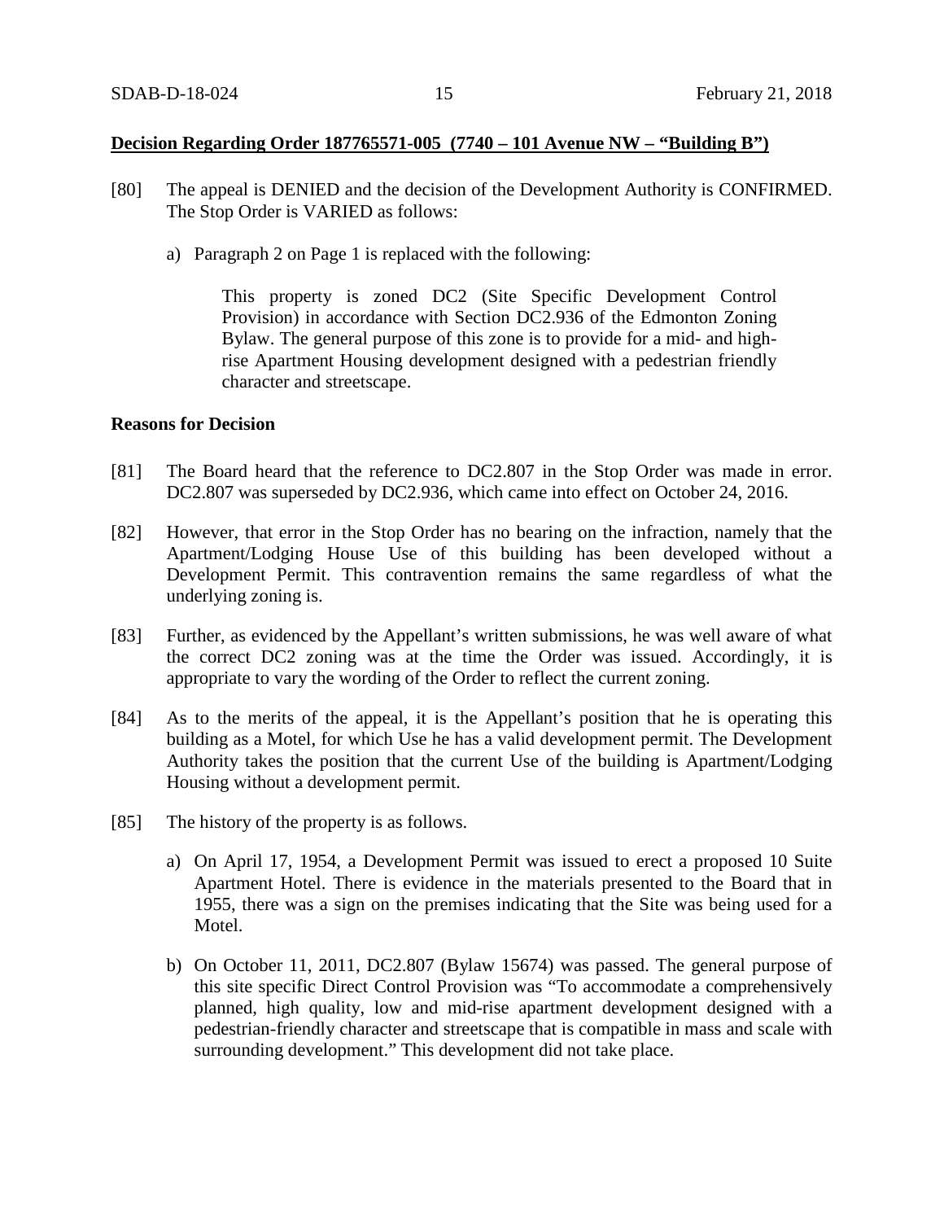**Decision Regarding Order 187765571-005 (7740 – 101 Avenue NW – "Building B")**

[80] The appeal is DENIED and the decision of the Development Authority is CONFIRMED. The Stop Order is VARIED as follows:

a) Paragraph 2 on Page 1 is replaced with the following:

> This property is zoned DC2 (Site Specific Development Control Provision) in accordance with Section DC2.936 of the Edmonton Zoning Bylaw. The general purpose of this zone is to provide for a mid- and high-rise Apartment Housing development designed with a pedestrian friendly character and streetscape.

**Reasons for Decision**

[81] The Board heard that the reference to DC2.807 in the Stop Order was made in error. DC2.807 was superseded by DC2.936, which came into effect on October 24, 2016.

[82] However, that error in the Stop Order has no bearing on the infraction, namely that the Apartment/Lodging House Use of this building has been developed without a Development Permit. This contravention remains the same regardless of what the underlying zoning is.

[83] Further, as evidenced by the Appellant's written submissions, he was well aware of what the correct DC2 zoning was at the time the Order was issued. Accordingly, it is appropriate to vary the wording of the Order to reflect the current zoning.

[84] As to the merits of the appeal, it is the Appellant's position that he is operating this building as a Motel, for which Use he has a valid development permit. The Development Authority takes the position that the current Use of the building is Apartment/Lodging Housing without a development permit.

[85] The history of the property is as follows.

a) On April 17, 1954, a Development Permit was issued to erect a proposed 10 Suite Apartment Hotel. There is evidence in the materials presented to the Board that in 1955, there was a sign on the premises indicating that the Site was being used for a Motel.

b) On October 11, 2011, DC2.807 (Bylaw 15674) was passed. The general purpose of this site specific Direct Control Provision was "To accommodate a comprehensively planned, high quality, low and mid-rise apartment development designed with a pedestrian-friendly character and streetscape that is compatible in mass and scale with surrounding development." This development did not take place.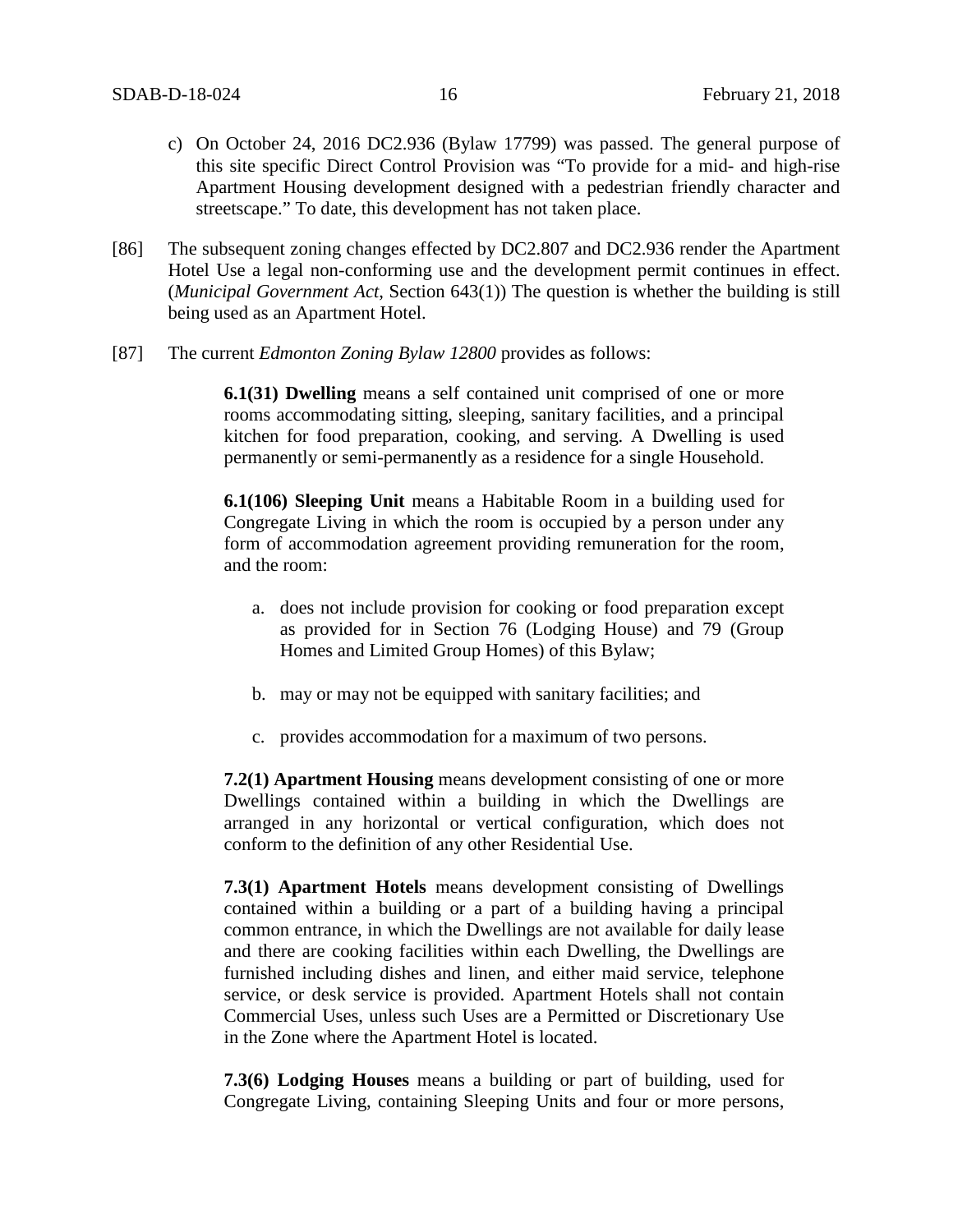c) On October 24, 2016 DC2.936 (Bylaw 17799) was passed. The general purpose of this site specific Direct Control Provision was "To provide for a mid- and high-rise Apartment Housing development designed with a pedestrian friendly character and streetscape." To date, this development has not taken place.

[86] The subsequent zoning changes effected by DC2.807 and DC2.936 render the Apartment Hotel Use a legal non-conforming use and the development permit continues in effect. (*Municipal Government Act*, Section 643(1)) The question is whether the building is still being used as an Apartment Hotel.

[87] The current *Edmonton Zoning Bylaw 12800* provides as follows:

> **6.1(31) Dwelling** means a self contained unit comprised of one or more rooms accommodating sitting, sleeping, sanitary facilities, and a principal kitchen for food preparation, cooking, and serving. A Dwelling is used permanently or semi-permanently as a residence for a single Household.
>
> **6.1(106) Sleeping Unit** means a Habitable Room in a building used for Congregate Living in which the room is occupied by a person under any form of accommodation agreement providing remuneration for the room, and the room:
>
> a. does not include provision for cooking or food preparation except as provided for in Section 76 (Lodging House) and 79 (Group Homes and Limited Group Homes) of this Bylaw;
>
> b. may or may not be equipped with sanitary facilities; and
>
> c. provides accommodation for a maximum of two persons.
>
> **7.2(1) Apartment Housing** means development consisting of one or more Dwellings contained within a building in which the Dwellings are arranged in any horizontal or vertical configuration, which does not conform to the definition of any other Residential Use.
>
> **7.3(1) Apartment Hotels** means development consisting of Dwellings contained within a building or a part of a building having a principal common entrance, in which the Dwellings are not available for daily lease and there are cooking facilities within each Dwelling, the Dwellings are furnished including dishes and linen, and either maid service, telephone service, or desk service is provided. Apartment Hotels shall not contain Commercial Uses, unless such Uses are a Permitted or Discretionary Use in the Zone where the Apartment Hotel is located.
>
> **7.3(6) Lodging Houses** means a building or part of building, used for Congregate Living, containing Sleeping Units and four or more persons,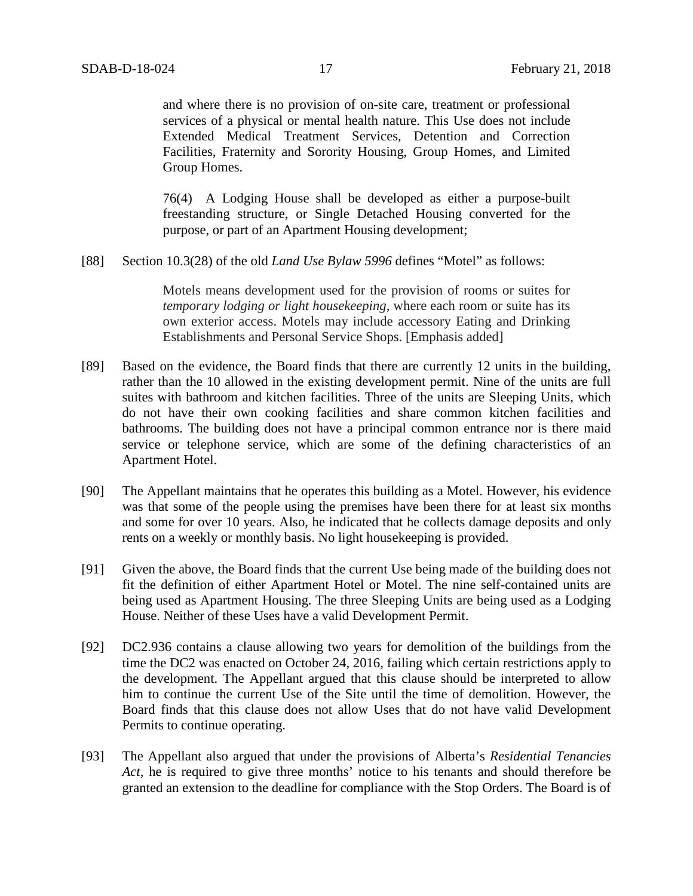and where there is no provision of on-site care, treatment or professional services of a physical or mental health nature. This Use does not include Extended Medical Treatment Services, Detention and Correction Facilities, Fraternity and Sorority Housing, Group Homes, and Limited Group Homes.

> 76(4) A Lodging House shall be developed as either a purpose-built freestanding structure, or Single Detached Housing converted for the purpose, or part of an Apartment Housing development;

[88] Section 10.3(28) of the old *Land Use Bylaw 5996* defines "Motel" as follows:

> Motels means development used for the provision of rooms or suites for *temporary lodging or light housekeeping*, where each room or suite has its own exterior access. Motels may include accessory Eating and Drinking Establishments and Personal Service Shops. [Emphasis added]

[89] Based on the evidence, the Board finds that there are currently 12 units in the building, rather than the 10 allowed in the existing development permit. Nine of the units are full suites with bathroom and kitchen facilities. Three of the units are Sleeping Units, which do not have their own cooking facilities and share common kitchen facilities and bathrooms. The building does not have a principal common entrance nor is there maid service or telephone service, which are some of the defining characteristics of an Apartment Hotel.

[90] The Appellant maintains that he operates this building as a Motel. However, his evidence was that some of the people using the premises have been there for at least six months and some for over 10 years. Also, he indicated that he collects damage deposits and only rents on a weekly or monthly basis. No light housekeeping is provided.

[91] Given the above, the Board finds that the current Use being made of the building does not fit the definition of either Apartment Hotel or Motel. The nine self-contained units are being used as Apartment Housing. The three Sleeping Units are being used as a Lodging House. Neither of these Uses have a valid Development Permit.

[92] DC2.936 contains a clause allowing two years for demolition of the buildings from the time the DC2 was enacted on October 24, 2016, failing which certain restrictions apply to the development. The Appellant argued that this clause should be interpreted to allow him to continue the current Use of the Site until the time of demolition. However, the Board finds that this clause does not allow Uses that do not have valid Development Permits to continue operating.

[93] The Appellant also argued that under the provisions of Alberta's *Residential Tenancies Act*, he is required to give three months' notice to his tenants and should therefore be granted an extension to the deadline for compliance with the Stop Orders. The Board is of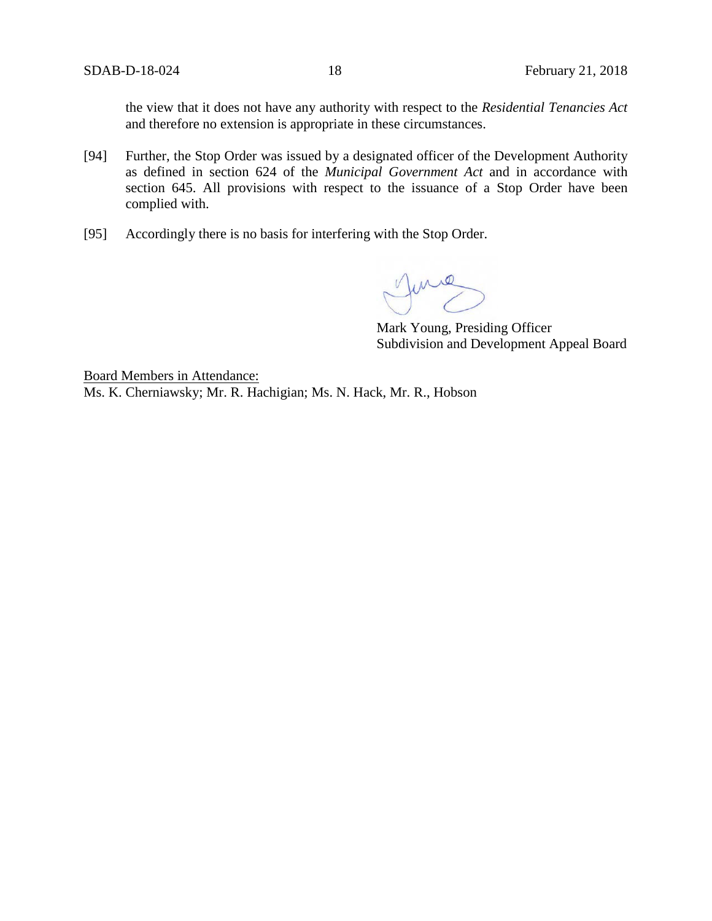the view that it does not have any authority with respect to the *Residential Tenancies Act* and therefore no extension is appropriate in these circumstances.

[94] Further, the Stop Order was issued by a designated officer of the Development Authority as defined in section 624 of the *Municipal Government Act* and in accordance with section 645. All provisions with respect to the issuance of a Stop Order have been complied with.

[95] Accordingly there is no basis for interfering with the Stop Order.

Mark Young, Presiding Officer
Subdivision and Development Appeal Board

Board Members in Attendance:
Ms. K. Cherniawsky; Mr. R. Hachigian; Ms. N. Hack, Mr. R., Hobson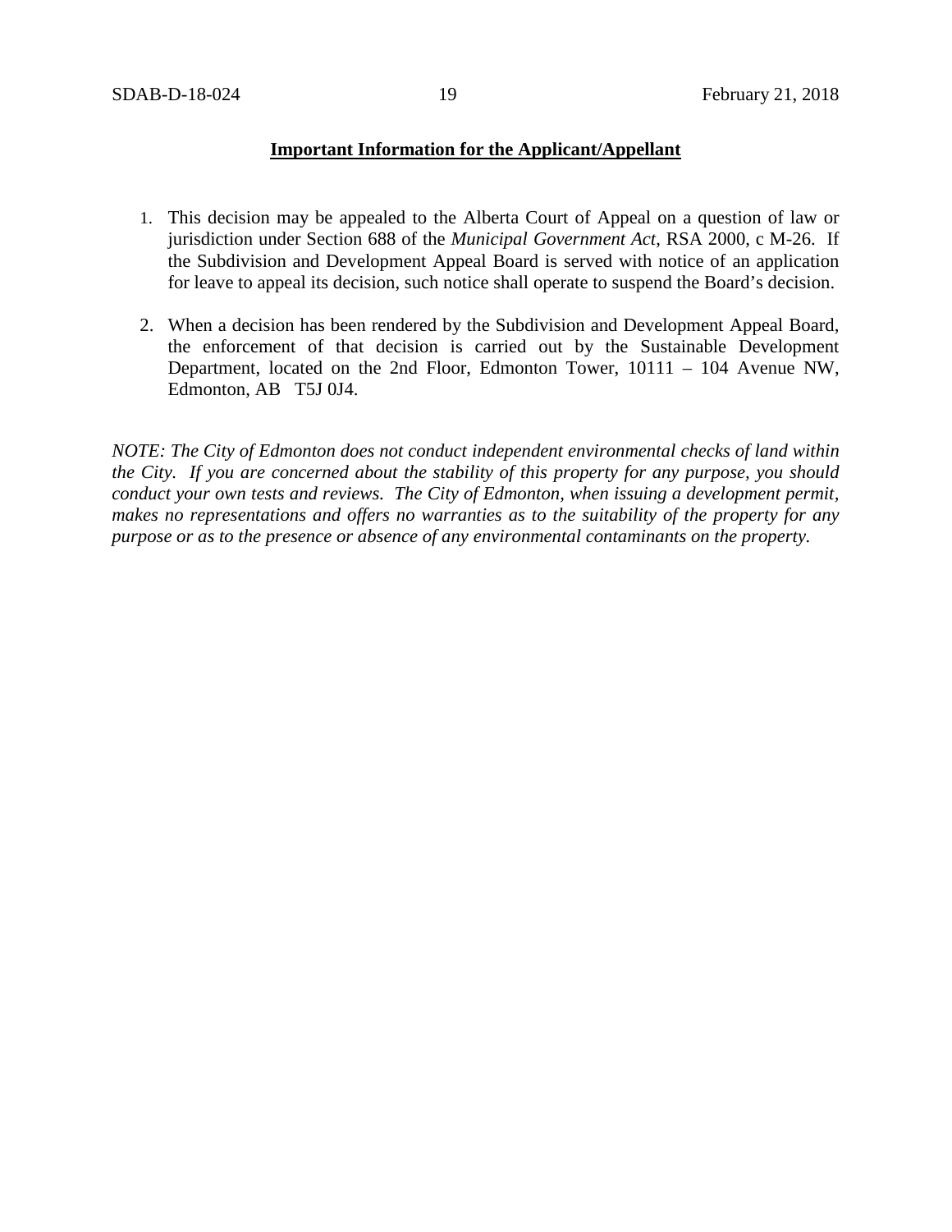**Important Information for the Applicant/Appellant**

1. This decision may be appealed to the Alberta Court of Appeal on a question of law or jurisdiction under Section 688 of the *Municipal Government Act*, RSA 2000, c M-26. If the Subdivision and Development Appeal Board is served with notice of an application for leave to appeal its decision, such notice shall operate to suspend the Board's decision.

2. When a decision has been rendered by the Subdivision and Development Appeal Board, the enforcement of that decision is carried out by the Sustainable Development Department, located on the 2nd Floor, Edmonton Tower, 10111 – 104 Avenue NW, Edmonton, AB T5J 0J4.

*NOTE: The City of Edmonton does not conduct independent environmental checks of land within the City. If you are concerned about the stability of this property for any purpose, you should conduct your own tests and reviews. The City of Edmonton, when issuing a development permit, makes no representations and offers no warranties as to the suitability of the property for any purpose or as to the presence or absence of any environmental contaminants on the property.*